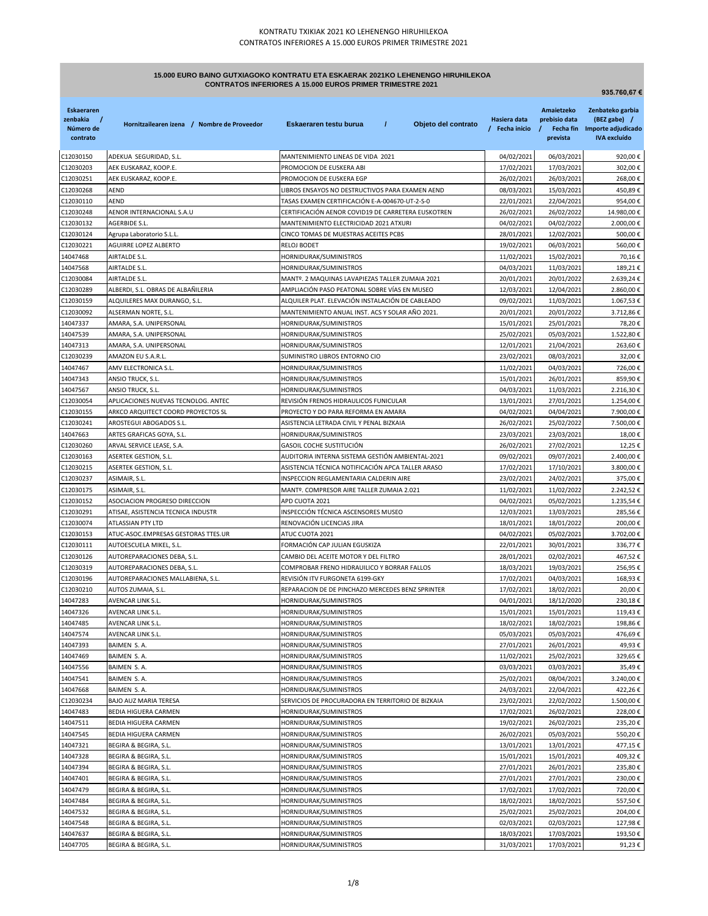# KONTRATU TXIKIAK 2021 KO LEHENENGO HIRUHILEKOA
# CONTRATOS INFERIORES A 15.000 EUROS PRIMER TRIMESTRE 2021

**15.000 EURO BAINO GUTXIAGOKO KONTRATU ETA ESKAERAK 2021KO LEHENENGO HIRUHILEKOA**
**CONTRATOS INFERIORES A 15.000 EUROS PRIMER TRIMESTRE 2021**

**935.760,67 €**

| Eskaeraren zenbakia / Número de contrato | Hornitzailearen izena / Nombre de Proveedor | Eskaeraren testu burua / Objeto del contrato | Hasiera data / Fecha inicio | Amaietzeko prebisio data / Fecha fin prevista | Zenbateko garbia (BEZ gabe) / Importe adjudicado IVA excluido |
|---|---|---|---|---|---|
| C12030150 | ADEKUA SEGURIDAD, S.L. | MANTENIMIENTO LINEAS DE VIDA 2021 | 04/02/2021 | 06/03/2021 | 920,00 € |
| C12030203 | AEK EUSKARAZ, KOOP.E. | PROMOCION DE EUSKERA ABI | 17/02/2021 | 17/03/2021 | 302,00 € |
| C12030251 | AEK EUSKARAZ, KOOP.E. | PROMOCION DE EUSKERA EGP | 26/02/2021 | 26/03/2021 | 268,00 € |
| C12030268 | AEND | LIBROS ENSAYOS NO DESTRUCTIVOS PARA EXAMEN AEND | 08/03/2021 | 15/03/2021 | 450,89 € |
| C12030110 | AEND | TASAS EXAMEN CERTIFICACIÓN E-A-004670-UT-2-S-0 | 22/01/2021 | 22/04/2021 | 954,00 € |
| C12030248 | AENOR INTERNACIONAL S.A.U | CERTIFICACIÓN AENOR COVID19 DE CARRETERA EUSKOTREN | 26/02/2021 | 26/02/2022 | 14.980,00 € |
| C12030132 | AGERBIDE S.L. | MANTENIMIENTO ELECTRICIDAD 2021 ATXURI | 04/02/2021 | 04/02/2022 | 2.000,00 € |
| C12030124 | Agrupa Laboratorio S.L.L. | CINCO TOMAS DE MUESTRAS ACEITES PCBS | 28/01/2021 | 12/02/2021 | 500,00 € |
| C12030221 | AGUIRRE LOPEZ ALBERTO | RELOJ BODET | 19/02/2021 | 06/03/2021 | 560,00 € |
| 14047468 | AIRTALDE S.L. | HORNIDURAK/SUMINISTROS | 11/02/2021 | 15/02/2021 | 70,16 € |
| 14047568 | AIRTALDE S.L. | HORNIDURAK/SUMINISTROS | 04/03/2021 | 11/03/2021 | 189,21 € |
| C12030084 | AIRTALDE S.L. | MANTº. 2 MAQUINAS LAVAPIEZAS TALLER ZUMAIA 2021 | 20/01/2021 | 20/01/2022 | 2.639,24 € |
| C12030289 | ALBERDI, S.L. OBRAS DE ALBAÑILERIA | AMPLIACIÓN PASO PEATONAL SOBRE VÍAS EN MUSEO | 12/03/2021 | 12/04/2021 | 2.860,00 € |
| C12030159 | ALQUILERES MAX DURANGO, S.L. | ALQUILER PLAT. ELEVACIÓN INSTALACIÓN DE CABLEADO | 09/02/2021 | 11/03/2021 | 1.067,53 € |
| C12030092 | ALSERMAN NORTE, S.L. | MANTENIMIENTO ANUAL INST. ACS Y SOLAR AÑO 2021. | 20/01/2021 | 20/01/2022 | 3.712,86 € |
| 14047337 | AMARA, S.A. UNIPERSONAL | HORNIDURAK/SUMINISTROS | 15/01/2021 | 25/01/2021 | 78,20 € |
| 14047539 | AMARA, S.A. UNIPERSONAL | HORNIDURAK/SUMINISTROS | 25/02/2021 | 05/03/2021 | 1.522,80 € |
| 14047313 | AMARA, S.A. UNIPERSONAL | HORNIDURAK/SUMINISTROS | 12/01/2021 | 21/04/2021 | 263,60 € |
| C12030239 | AMAZON EU S.A.R.L. | SUMINISTRO LIBROS ENTORNO CIO | 23/02/2021 | 08/03/2021 | 32,00 € |
| 14047467 | AMV ELECTRONICA S.L. | HORNIDURAK/SUMINISTROS | 11/02/2021 | 04/03/2021 | 726,00 € |
| 14047343 | ANSIO TRUCK, S.L. | HORNIDURAK/SUMINISTROS | 15/01/2021 | 26/01/2021 | 859,90 € |
| 14047567 | ANSIO TRUCK, S.L. | HORNIDURAK/SUMINISTROS | 04/03/2021 | 11/03/2021 | 2.216,30 € |
| C12030054 | APLICACIONES NUEVAS TECNOLOG. ANTEC | REVISIÓN FRENOS HIDRAULICOS FUNICULAR | 13/01/2021 | 27/01/2021 | 1.254,00 € |
| C12030155 | ARKCO ARQUITECT COORD PROYECTOS SL | PROYECTO Y DO PARA REFORMA EN AMARA | 04/02/2021 | 04/04/2021 | 7.900,00 € |
| C12030241 | AROSTEGUI ABOGADOS S.L. | ASISTENCIA LETRADA CIVIL Y PENAL BIZKAIA | 26/02/2021 | 25/02/2022 | 7.500,00 € |
| 14047663 | ARTES GRAFICAS GOYA, S.L. | HORNIDURAK/SUMINISTROS | 23/03/2021 | 23/03/2021 | 18,00 € |
| C12030260 | ARVAL SERVICE LEASE, S.A. | GASOIL COCHE SUSTITUCIÓN | 26/02/2021 | 27/02/2021 | 12,25 € |
| C12030163 | ASERTEK GESTION, S.L. | AUDITORIA INTERNA SISTEMA GESTIÓN AMBIENTAL-2021 | 09/02/2021 | 09/07/2021 | 2.400,00 € |
| C12030215 | ASERTEK GESTION, S.L. | ASISTENCIA TÉCNICA NOTIFICACIÓN APCA TALLER ARASO | 17/02/2021 | 17/10/2021 | 3.800,00 € |
| C12030237 | ASIMAIR, S.L. | INSPECCION REGLAMENTARIA CALDERIN AIRE | 23/02/2021 | 24/02/2021 | 375,00 € |
| C12030175 | ASIMAIR, S.L. | MANTº. COMPRESOR AIRE TALLER ZUMAIA 2.021 | 11/02/2021 | 11/02/2022 | 2.242,52 € |
| C12030152 | ASOCIACION PROGRESO DIRECCION | APD CUOTA 2021 | 04/02/2021 | 05/02/2021 | 1.235,54 € |
| C12030291 | ATISAE, ASISTENCIA TECNICA INDUSTR | INSPECCIÓN TÉCNICA ASCENSORES MUSEO | 12/03/2021 | 13/03/2021 | 285,56 € |
| C12030074 | ATLASSIAN PTY LTD | RENOVACIÓN LICENCIAS JIRA | 18/01/2021 | 18/01/2022 | 200,00 € |
| C12030153 | ATUC-ASOC.EMPRESAS GESTORAS TTES.UR | ATUC CUOTA 2021 | 04/02/2021 | 05/02/2021 | 3.702,00 € |
| C12030111 | AUTOESCUELA MIKEL, S.L. | FORMACIÓN CAP JULIAN EGUSKIZA | 22/01/2021 | 30/01/2021 | 336,77 € |
| C12030126 | AUTOREPARACIONES DEBA, S.L. | CAMBIO DEL ACEITE MOTOR Y DEL FILTRO | 28/01/2021 | 02/02/2021 | 467,52 € |
| C12030319 | AUTOREPARACIONES DEBA, S.L. | COMPROBAR FRENO HIDRAUILICO Y BORRAR FALLOS | 18/03/2021 | 19/03/2021 | 256,95 € |
| C12030196 | AUTOREPARACIONES MALLABIENA, S.L. | REVISIÓN ITV FURGONETA 6199-GKY | 17/02/2021 | 04/03/2021 | 168,93 € |
| C12030210 | AUTOS ZUMAIA, S.L. | REPARACION DE DE PINCHAZO MERCEDES BENZ SPRINTER | 17/02/2021 | 18/02/2021 | 20,00 € |
| 14047283 | AVENCAR LINK S.L. | HORNIDURAK/SUMINISTROS | 04/01/2021 | 18/12/2020 | 230,18 € |
| 14047326 | AVENCAR LINK S.L. | HORNIDURAK/SUMINISTROS | 15/01/2021 | 15/01/2021 | 119,43 € |
| 14047485 | AVENCAR LINK S.L. | HORNIDURAK/SUMINISTROS | 18/02/2021 | 18/02/2021 | 198,86 € |
| 14047574 | AVENCAR LINK S.L. | HORNIDURAK/SUMINISTROS | 05/03/2021 | 05/03/2021 | 476,69 € |
| 14047393 | BAIMEN S. A. | HORNIDURAK/SUMINISTROS | 27/01/2021 | 26/01/2021 | 49,93 € |
| 14047469 | BAIMEN S. A. | HORNIDURAK/SUMINISTROS | 11/02/2021 | 25/02/2021 | 329,65 € |
| 14047556 | BAIMEN S. A. | HORNIDURAK/SUMINISTROS | 03/03/2021 | 03/03/2021 | 35,49 € |
| 14047541 | BAIMEN S. A. | HORNIDURAK/SUMINISTROS | 25/02/2021 | 08/04/2021 | 3.240,00 € |
| 14047668 | BAIMEN S. A. | HORNIDURAK/SUMINISTROS | 24/03/2021 | 22/04/2021 | 422,26 € |
| C12030234 | BAJO AUZ MARIA TERESA | SERVICIOS DE PROCURADORA EN TERRITORIO DE BIZKAIA | 23/02/2021 | 22/02/2022 | 1.500,00 € |
| 14047483 | BEDIA HIGUERA CARMEN | HORNIDURAK/SUMINISTROS | 17/02/2021 | 26/02/2021 | 228,00 € |
| 14047511 | BEDIA HIGUERA CARMEN | HORNIDURAK/SUMINISTROS | 19/02/2021 | 26/02/2021 | 235,20 € |
| 14047545 | BEDIA HIGUERA CARMEN | HORNIDURAK/SUMINISTROS | 26/02/2021 | 05/03/2021 | 550,20 € |
| 14047321 | BEGIRA & BEGIRA, S.L. | HORNIDURAK/SUMINISTROS | 13/01/2021 | 13/01/2021 | 477,15 € |
| 14047328 | BEGIRA & BEGIRA, S.L. | HORNIDURAK/SUMINISTROS | 15/01/2021 | 15/01/2021 | 409,32 € |
| 14047394 | BEGIRA & BEGIRA, S.L. | HORNIDURAK/SUMINISTROS | 27/01/2021 | 26/01/2021 | 235,80 € |
| 14047401 | BEGIRA & BEGIRA, S.L. | HORNIDURAK/SUMINISTROS | 27/01/2021 | 27/01/2021 | 230,00 € |
| 14047479 | BEGIRA & BEGIRA, S.L. | HORNIDURAK/SUMINISTROS | 17/02/2021 | 17/02/2021 | 720,00 € |
| 14047484 | BEGIRA & BEGIRA, S.L. | HORNIDURAK/SUMINISTROS | 18/02/2021 | 18/02/2021 | 557,50 € |
| 14047532 | BEGIRA & BEGIRA, S.L. | HORNIDURAK/SUMINISTROS | 25/02/2021 | 25/02/2021 | 204,00 € |
| 14047548 | BEGIRA & BEGIRA, S.L. | HORNIDURAK/SUMINISTROS | 02/03/2021 | 02/03/2021 | 127,98 € |
| 14047637 | BEGIRA & BEGIRA, S.L. | HORNIDURAK/SUMINISTROS | 18/03/2021 | 17/03/2021 | 193,50 € |
| 14047705 | BEGIRA & BEGIRA, S.L. | HORNIDURAK/SUMINISTROS | 31/03/2021 | 17/03/2021 | 91,23 € |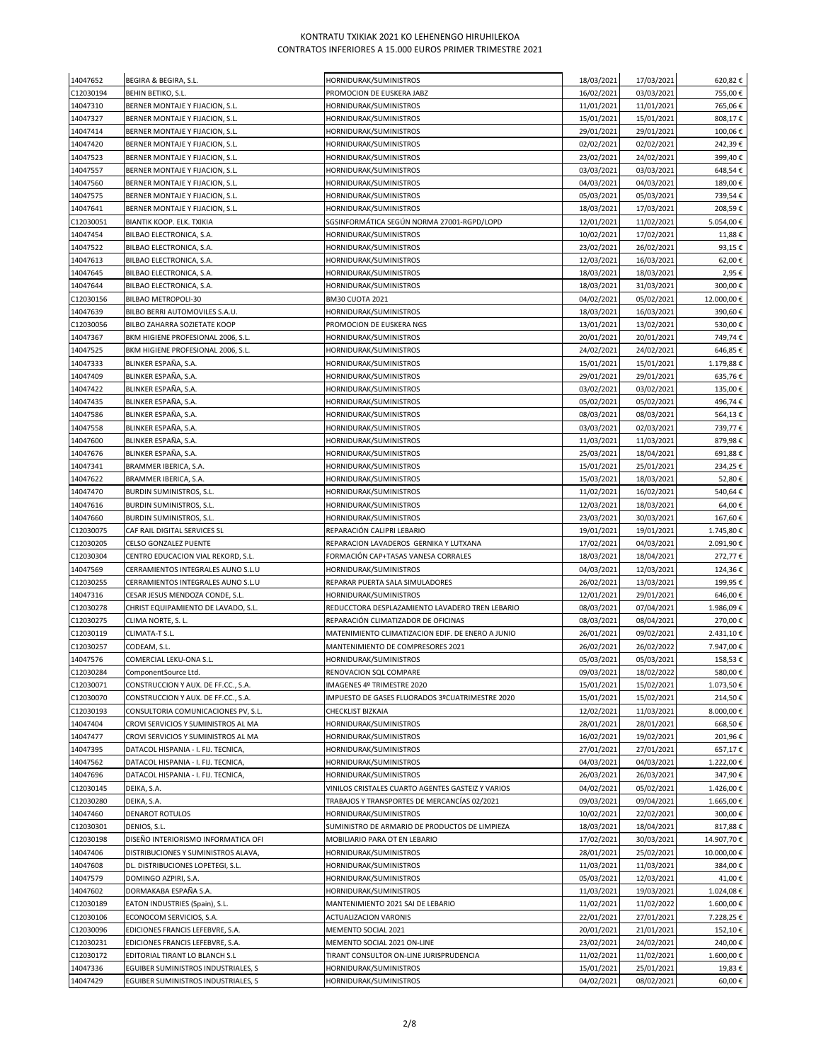KONTRATU TXIKIAK 2021 KO LEHENENGO HIRUHILEKOA
CONTRATOS INFERIORES A 15.000 EUROS PRIMER TRIMESTRE 2021

| | | | | | |
|---|---|---|---|---|---|
| 14047652 | BEGIRA & BEGIRA, S.L. | HORNIDURAK/SUMINISTROS | 18/03/2021 | 17/03/2021 | 620,82 € |
| C12030194 | BEHIN BETIKO, S.L. | PROMOCION DE EUSKERA JABZ | 16/02/2021 | 03/03/2021 | 755,00 € |
| 14047310 | BERNER MONTAJE Y FIJACION, S.L. | HORNIDURAK/SUMINISTROS | 11/01/2021 | 11/01/2021 | 765,06 € |
| 14047327 | BERNER MONTAJE Y FIJACION, S.L. | HORNIDURAK/SUMINISTROS | 15/01/2021 | 15/01/2021 | 808,17 € |
| 14047414 | BERNER MONTAJE Y FIJACION, S.L. | HORNIDURAK/SUMINISTROS | 29/01/2021 | 29/01/2021 | 100,06 € |
| 14047420 | BERNER MONTAJE Y FIJACION, S.L. | HORNIDURAK/SUMINISTROS | 02/02/2021 | 02/02/2021 | 242,39 € |
| 14047523 | BERNER MONTAJE Y FIJACION, S.L. | HORNIDURAK/SUMINISTROS | 23/02/2021 | 24/02/2021 | 399,40 € |
| 14047557 | BERNER MONTAJE Y FIJACION, S.L. | HORNIDURAK/SUMINISTROS | 03/03/2021 | 03/03/2021 | 648,54 € |
| 14047560 | BERNER MONTAJE Y FIJACION, S.L. | HORNIDURAK/SUMINISTROS | 04/03/2021 | 04/03/2021 | 189,00 € |
| 14047575 | BERNER MONTAJE Y FIJACION, S.L. | HORNIDURAK/SUMINISTROS | 05/03/2021 | 05/03/2021 | 739,54 € |
| 14047641 | BERNER MONTAJE Y FIJACION, S.L. | HORNIDURAK/SUMINISTROS | 18/03/2021 | 17/03/2021 | 208,59 € |
| C12030051 | BIANTIK KOOP. ELK. TXIKIA | SGSINFORMÁTICA SEGÚN NORMA 27001-RGPD/LOPD | 12/01/2021 | 11/02/2021 | 5.054,00 € |
| 14047454 | BILBAO ELECTRONICA, S.A. | HORNIDURAK/SUMINISTROS | 10/02/2021 | 17/02/2021 | 11,88 € |
| 14047522 | BILBAO ELECTRONICA, S.A. | HORNIDURAK/SUMINISTROS | 23/02/2021 | 26/02/2021 | 93,15 € |
| 14047613 | BILBAO ELECTRONICA, S.A. | HORNIDURAK/SUMINISTROS | 12/03/2021 | 16/03/2021 | 62,00 € |
| 14047645 | BILBAO ELECTRONICA, S.A. | HORNIDURAK/SUMINISTROS | 18/03/2021 | 18/03/2021 | 2,95 € |
| 14047644 | BILBAO ELECTRONICA, S.A. | HORNIDURAK/SUMINISTROS | 18/03/2021 | 31/03/2021 | 300,00 € |
| C12030156 | BILBAO METROPOLI-30 | BM30 CUOTA 2021 | 04/02/2021 | 05/02/2021 | 12.000,00 € |
| 14047639 | BILBO BERRI AUTOMOVILES S.A.U. | HORNIDURAK/SUMINISTROS | 18/03/2021 | 16/03/2021 | 390,60 € |
| C12030056 | BILBO ZAHARRA SOZIETATE KOOP | PROMOCION DE EUSKERA NGS | 13/01/2021 | 13/02/2021 | 530,00 € |
| 14047367 | BKM HIGIENE PROFESIONAL 2006, S.L. | HORNIDURAK/SUMINISTROS | 20/01/2021 | 20/01/2021 | 749,74 € |
| 14047525 | BKM HIGIENE PROFESIONAL 2006, S.L. | HORNIDURAK/SUMINISTROS | 24/02/2021 | 24/02/2021 | 646,85 € |
| 14047333 | BLINKER ESPAÑA, S.A. | HORNIDURAK/SUMINISTROS | 15/01/2021 | 15/01/2021 | 1.179,88 € |
| 14047409 | BLINKER ESPAÑA, S.A. | HORNIDURAK/SUMINISTROS | 29/01/2021 | 29/01/2021 | 635,76 € |
| 14047422 | BLINKER ESPAÑA, S.A. | HORNIDURAK/SUMINISTROS | 03/02/2021 | 03/02/2021 | 135,00 € |
| 14047435 | BLINKER ESPAÑA, S.A. | HORNIDURAK/SUMINISTROS | 05/02/2021 | 05/02/2021 | 496,74 € |
| 14047586 | BLINKER ESPAÑA, S.A. | HORNIDURAK/SUMINISTROS | 08/03/2021 | 08/03/2021 | 564,13 € |
| 14047558 | BLINKER ESPAÑA, S.A. | HORNIDURAK/SUMINISTROS | 03/03/2021 | 02/03/2021 | 739,77 € |
| 14047600 | BLINKER ESPAÑA, S.A. | HORNIDURAK/SUMINISTROS | 11/03/2021 | 11/03/2021 | 879,98 € |
| 14047676 | BLINKER ESPAÑA, S.A. | HORNIDURAK/SUMINISTROS | 25/03/2021 | 18/04/2021 | 691,88 € |
| 14047341 | BRAMMER IBERICA, S.A. | HORNIDURAK/SUMINISTROS | 15/01/2021 | 25/01/2021 | 234,25 € |
| 14047622 | BRAMMER IBERICA, S.A. | HORNIDURAK/SUMINISTROS | 15/03/2021 | 18/03/2021 | 52,80 € |
| 14047470 | BURDIN SUMINISTROS, S.L. | HORNIDURAK/SUMINISTROS | 11/02/2021 | 16/02/2021 | 540,64 € |
| 14047616 | BURDIN SUMINISTROS, S.L. | HORNIDURAK/SUMINISTROS | 12/03/2021 | 18/03/2021 | 64,00 € |
| 14047660 | BURDIN SUMINISTROS, S.L. | HORNIDURAK/SUMINISTROS | 23/03/2021 | 30/03/2021 | 167,60 € |
| C12030075 | CAF RAIL DIGITAL SERVICES SL | REPARACIÓN CALIPRI LEBARIO | 19/01/2021 | 19/01/2021 | 1.745,80 € |
| C12030205 | CELSO GONZALEZ PUENTE | REPARACION LAVADEROS GERNIKA Y LUTXANA | 17/02/2021 | 04/03/2021 | 2.091,90 € |
| C12030304 | CENTRO EDUCACION VIAL REKORD, S.L. | FORMACIÓN CAP+TASAS VANESA CORRALES | 18/03/2021 | 18/04/2021 | 272,77 € |
| 14047569 | CERRAMIENTOS INTEGRALES AUNO S.L.U | HORNIDURAK/SUMINISTROS | 04/03/2021 | 12/03/2021 | 124,36 € |
| C12030255 | CERRAMIENTOS INTEGRALES AUNO S.L.U | REPARAR PUERTA SALA SIMULADORES | 26/02/2021 | 13/03/2021 | 199,95 € |
| 14047316 | CESAR JESUS MENDOZA CONDE, S.L. | HORNIDURAK/SUMINISTROS | 12/01/2021 | 29/01/2021 | 646,00 € |
| C12030278 | CHRIST EQUIPAMIENTO DE LAVADO, S.L. | REDUCCTORA DESPLAZAMIENTO LAVADERO TREN LEBARIO | 08/03/2021 | 07/04/2021 | 1.986,09 € |
| C12030275 | CLIMA NORTE, S. L. | REPARACIÓN CLIMATIZADOR DE OFICINAS | 08/03/2021 | 08/04/2021 | 270,00 € |
| C12030119 | CLIMATA-T S.L. | MATENIMIENTO CLIMATIZACION EDIF. DE ENERO A JUNIO | 26/01/2021 | 09/02/2021 | 2.431,10 € |
| C12030257 | CODEAM, S.L. | MANTENIMIENTO DE COMPRESORES 2021 | 26/02/2021 | 26/02/2022 | 7.947,00 € |
| 14047576 | COMERCIAL LEKU-ONA S.L. | HORNIDURAK/SUMINISTROS | 05/03/2021 | 05/03/2021 | 158,53 € |
| C12030284 | ComponentSource Ltd. | RENOVACION SQL COMPARE | 09/03/2021 | 18/02/2022 | 580,00 € |
| C12030071 | CONSTRUCCION Y AUX. DE FF.CC., S.A. | IMAGENES 4º TRIMESTRE 2020 | 15/01/2021 | 15/02/2021 | 1.073,50 € |
| C12030070 | CONSTRUCCION Y AUX. DE FF.CC., S.A. | IMPUESTO DE GASES FLUORADOS 3ºCUATRIMESTRE 2020 | 15/01/2021 | 15/02/2021 | 214,50 € |
| C12030193 | CONSULTORIA COMUNICACIONES PV, S.L. | CHECKLIST BIZKAIA | 12/02/2021 | 11/03/2021 | 8.000,00 € |
| 14047404 | CROVI SERVICIOS Y SUMINISTROS AL MA | HORNIDURAK/SUMINISTROS | 28/01/2021 | 28/01/2021 | 668,50 € |
| 14047477 | CROVI SERVICIOS Y SUMINISTROS AL MA | HORNIDURAK/SUMINISTROS | 16/02/2021 | 19/02/2021 | 201,96 € |
| 14047395 | DATACOL HISPANIA - I. FIJ. TECNICA, | HORNIDURAK/SUMINISTROS | 27/01/2021 | 27/01/2021 | 657,17 € |
| 14047562 | DATACOL HISPANIA - I. FIJ. TECNICA, | HORNIDURAK/SUMINISTROS | 04/03/2021 | 04/03/2021 | 1.222,00 € |
| 14047696 | DATACOL HISPANIA - I. FIJ. TECNICA, | HORNIDURAK/SUMINISTROS | 26/03/2021 | 26/03/2021 | 347,90 € |
| C12030145 | DEIKA, S.A. | VINILOS CRISTALES CUARTO AGENTES GASTEIZ Y VARIOS | 04/02/2021 | 05/02/2021 | 1.426,00 € |
| C12030280 | DEIKA, S.A. | TRABAJOS Y TRANSPORTES DE MERCANCÍAS 02/2021 | 09/03/2021 | 09/04/2021 | 1.665,00 € |
| 14047460 | DENAROT ROTULOS | HORNIDURAK/SUMINISTROS | 10/02/2021 | 22/02/2021 | 300,00 € |
| C12030301 | DENIOS, S.L. | SUMINISTRO DE ARMARIO DE PRODUCTOS DE LIMPIEZA | 18/03/2021 | 18/04/2021 | 817,88 € |
| C12030198 | DISEÑO INTERIORISMO INFORMATICA OFI | MOBILIARIO PARA OT EN LEBARIO | 17/02/2021 | 30/03/2021 | 14.907,70 € |
| 14047406 | DISTRIBUCIONES Y SUMINISTROS ALAVA, | HORNIDURAK/SUMINISTROS | 28/01/2021 | 25/02/2021 | 10.000,00 € |
| 14047608 | DL. DISTRIBUCIONES LOPETEGI, S.L. | HORNIDURAK/SUMINISTROS | 11/03/2021 | 11/03/2021 | 384,00 € |
| 14047579 | DOMINGO AZPIRI, S.A. | HORNIDURAK/SUMINISTROS | 05/03/2021 | 12/03/2021 | 41,00 € |
| 14047602 | DORMAKABA ESPAÑA S.A. | HORNIDURAK/SUMINISTROS | 11/03/2021 | 19/03/2021 | 1.024,08 € |
| C12030189 | EATON INDUSTRIES (Spain), S.L. | MANTENIMIENTO 2021 SAI DE LEBARIO | 11/02/2021 | 11/02/2022 | 1.600,00 € |
| C12030106 | ECONOCOM SERVICIOS, S.A. | ACTUALIZACION VARONIS | 22/01/2021 | 27/01/2021 | 7.228,25 € |
| C12030096 | EDICIONES FRANCIS LEFEBVRE, S.A. | MEMENTO SOCIAL 2021 | 20/01/2021 | 21/01/2021 | 152,10 € |
| C12030231 | EDICIONES FRANCIS LEFEBVRE, S.A. | MEMENTO SOCIAL 2021 ON-LINE | 23/02/2021 | 24/02/2021 | 240,00 € |
| C12030172 | EDITORIAL TIRANT LO BLANCH S.L | TIRANT CONSULTOR ON-LINE JURISPRUDENCIA | 11/02/2021 | 11/02/2021 | 1.600,00 € |
| 14047336 | EGUIBER SUMINISTROS INDUSTRIALES, S | HORNIDURAK/SUMINISTROS | 15/01/2021 | 25/01/2021 | 19,83 € |
| 14047429 | EGUIBER SUMINISTROS INDUSTRIALES, S | HORNIDURAK/SUMINISTROS | 04/02/2021 | 08/02/2021 | 60,00 € |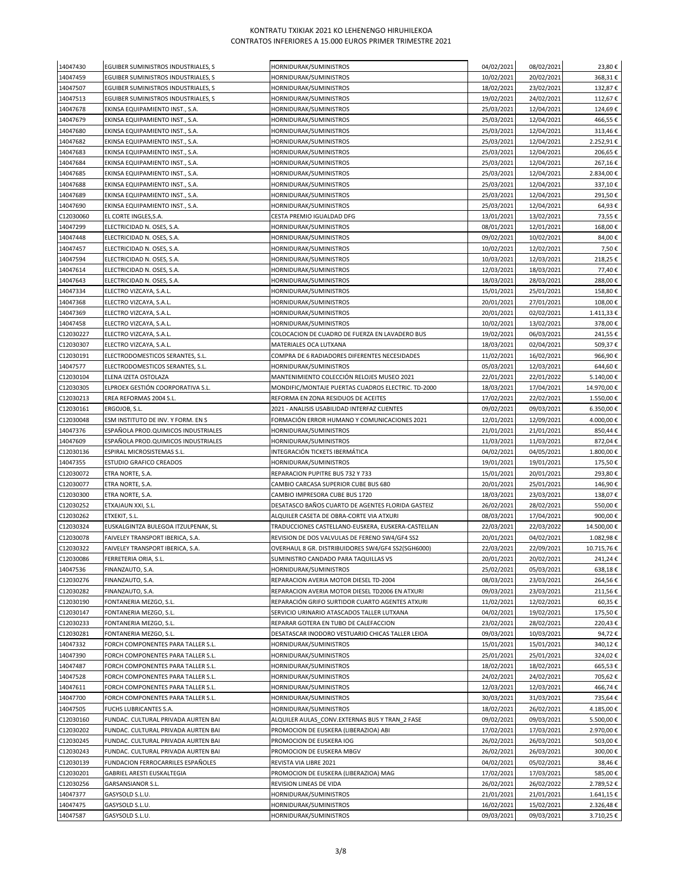# KONTRATU TXIKIAK 2021 KO LEHENENGO HIRUHILEKOA
# CONTRATOS INFERIORES A 15.000 EUROS PRIMER TRIMESTRE 2021

| | | | | | |
|---|---|---|---|---|---|
| 14047430 | EGUIBER SUMINISTROS INDUSTRIALES, S | HORNIDURAK/SUMINISTROS | 04/02/2021 | 08/02/2021 | 23,80 € |
| 14047459 | EGUIBER SUMINISTROS INDUSTRIALES, S | HORNIDURAK/SUMINISTROS | 10/02/2021 | 20/02/2021 | 368,31 € |
| 14047507 | EGUIBER SUMINISTROS INDUSTRIALES, S | HORNIDURAK/SUMINISTROS | 18/02/2021 | 23/02/2021 | 132,87 € |
| 14047513 | EGUIBER SUMINISTROS INDUSTRIALES, S | HORNIDURAK/SUMINISTROS | 19/02/2021 | 24/02/2021 | 112,67 € |
| 14047678 | EKINSA EQUIPAMIENTO INST., S.A. | HORNIDURAK/SUMINISTROS | 25/03/2021 | 12/04/2021 | 124,69 € |
| 14047679 | EKINSA EQUIPAMIENTO INST., S.A. | HORNIDURAK/SUMINISTROS | 25/03/2021 | 12/04/2021 | 466,55 € |
| 14047680 | EKINSA EQUIPAMIENTO INST., S.A. | HORNIDURAK/SUMINISTROS | 25/03/2021 | 12/04/2021 | 313,46 € |
| 14047682 | EKINSA EQUIPAMIENTO INST., S.A. | HORNIDURAK/SUMINISTROS | 25/03/2021 | 12/04/2021 | 2.252,91 € |
| 14047683 | EKINSA EQUIPAMIENTO INST., S.A. | HORNIDURAK/SUMINISTROS | 25/03/2021 | 12/04/2021 | 206,65 € |
| 14047684 | EKINSA EQUIPAMIENTO INST., S.A. | HORNIDURAK/SUMINISTROS | 25/03/2021 | 12/04/2021 | 267,16 € |
| 14047685 | EKINSA EQUIPAMIENTO INST., S.A. | HORNIDURAK/SUMINISTROS | 25/03/2021 | 12/04/2021 | 2.834,00 € |
| 14047688 | EKINSA EQUIPAMIENTO INST., S.A. | HORNIDURAK/SUMINISTROS | 25/03/2021 | 12/04/2021 | 337,10 € |
| 14047689 | EKINSA EQUIPAMIENTO INST., S.A. | HORNIDURAK/SUMINISTROS | 25/03/2021 | 12/04/2021 | 291,50 € |
| 14047690 | EKINSA EQUIPAMIENTO INST., S.A. | HORNIDURAK/SUMINISTROS | 25/03/2021 | 12/04/2021 | 64,93 € |
| C12030060 | EL CORTE INGLES,S.A. | CESTA PREMIO IGUALDAD DFG | 13/01/2021 | 13/02/2021 | 73,55 € |
| 14047299 | ELECTRICIDAD N. OSES, S.A. | HORNIDURAK/SUMINISTROS | 08/01/2021 | 12/01/2021 | 168,00 € |
| 14047448 | ELECTRICIDAD N. OSES, S.A. | HORNIDURAK/SUMINISTROS | 09/02/2021 | 10/02/2021 | 84,00 € |
| 14047457 | ELECTRICIDAD N. OSES, S.A. | HORNIDURAK/SUMINISTROS | 10/02/2021 | 12/02/2021 | 7,50 € |
| 14047594 | ELECTRICIDAD N. OSES, S.A. | HORNIDURAK/SUMINISTROS | 10/03/2021 | 12/03/2021 | 218,25 € |
| 14047614 | ELECTRICIDAD N. OSES, S.A. | HORNIDURAK/SUMINISTROS | 12/03/2021 | 18/03/2021 | 77,40 € |
| 14047643 | ELECTRICIDAD N. OSES, S.A. | HORNIDURAK/SUMINISTROS | 18/03/2021 | 28/03/2021 | 288,00 € |
| 14047334 | ELECTRO VIZCAYA, S.A.L. | HORNIDURAK/SUMINISTROS | 15/01/2021 | 25/01/2021 | 158,80 € |
| 14047368 | ELECTRO VIZCAYA, S.A.L. | HORNIDURAK/SUMINISTROS | 20/01/2021 | 27/01/2021 | 108,00 € |
| 14047369 | ELECTRO VIZCAYA, S.A.L. | HORNIDURAK/SUMINISTROS | 20/01/2021 | 02/02/2021 | 1.411,33 € |
| 14047458 | ELECTRO VIZCAYA, S.A.L. | HORNIDURAK/SUMINISTROS | 10/02/2021 | 13/02/2021 | 378,00 € |
| C12030227 | ELECTRO VIZCAYA, S.A.L. | COLOCACION DE CUADRO DE FUERZA EN LAVADERO BUS | 19/02/2021 | 06/03/2021 | 241,55 € |
| C12030307 | ELECTRO VIZCAYA, S.A.L. | MATERIALES OCA LUTXANA | 18/03/2021 | 02/04/2021 | 509,37 € |
| C12030191 | ELECTRODOMESTICOS SERANTES, S.L. | COMPRA DE 6 RADIADORES DIFERENTES NECESIDADES | 11/02/2021 | 16/02/2021 | 966,90 € |
| 14047577 | ELECTRODOMESTICOS SERANTES, S.L. | HORNIDURAK/SUMINISTROS | 05/03/2021 | 12/03/2021 | 644,60 € |
| C12030104 | ELENA IZETA OSTOLAZA | MANTENIMIENTO COLECCIÓN RELOJES MUSEO 2021 | 22/01/2021 | 22/01/2022 | 5.140,00 € |
| C12030305 | ELPROEX GESTIÓN COORPORATIVA S.L. | MONDIFIC/MONTAJE PUERTAS CUADROS ELECTRIC. TD-2000 | 18/03/2021 | 17/04/2021 | 14.970,00 € |
| C12030213 | EREA REFORMAS 2004 S.L. | REFORMA EN ZONA RESIDUOS DE ACEITES | 17/02/2021 | 22/02/2021 | 1.550,00 € |
| C12030161 | ERGOJOB, S.L. | 2021 - ANALISIS USABILIDAD INTERFAZ CLIENTES | 09/02/2021 | 09/03/2021 | 6.350,00 € |
| C12030048 | ESM INSTITUTO DE INV. Y FORM. EN S | FORMACIÓN ERROR HUMANO Y COMUNICACIONES 2021 | 12/01/2021 | 12/09/2021 | 4.000,00 € |
| 14047376 | ESPAÑOLA PROD.QUIMICOS INDUSTRIALES | HORNIDURAK/SUMINISTROS | 21/01/2021 | 21/01/2021 | 850,44 € |
| 14047609 | ESPAÑOLA PROD.QUIMICOS INDUSTRIALES | HORNIDURAK/SUMINISTROS | 11/03/2021 | 11/03/2021 | 872,04 € |
| C12030136 | ESPIRAL MICROSISTEMAS S.L. | INTEGRACIÓN TICKETS IBERMÁTICA | 04/02/2021 | 04/05/2021 | 1.800,00 € |
| 14047355 | ESTUDIO GRAFICO CREADOS | HORNIDURAK/SUMINISTROS | 19/01/2021 | 19/01/2021 | 175,50 € |
| C12030072 | ETRA NORTE, S.A. | REPARACION PUPITRE BUS 732 Y 733 | 15/01/2021 | 20/01/2021 | 293,80 € |
| C12030077 | ETRA NORTE, S.A. | CAMBIO CARCASA SUPERIOR CUBE BUS 680 | 20/01/2021 | 25/01/2021 | 146,90 € |
| C12030300 | ETRA NORTE, S.A. | CAMBIO IMPRESORA CUBE BUS 1720 | 18/03/2021 | 23/03/2021 | 138,07 € |
| C12030252 | ETXAJAUN XXI, S.L. | DESATASCO BAÑOS CUARTO DE AGENTES FLORIDA GASTEIZ | 26/02/2021 | 28/02/2021 | 550,00 € |
| C12030262 | ETXEKIT, S.L. | ALQUILER CASETA DE OBRA-CORTE VIA ATXURI | 08/03/2021 | 17/04/2021 | 900,00 € |
| C12030324 | EUSKALGINTZA BULEGOA ITZULPENAK, SL | TRADUCCIONES CASTELLANO-EUSKERA, EUSKERA-CASTELLAN | 22/03/2021 | 22/03/2022 | 14.500,00 € |
| C12030078 | FAIVELEY TRANSPORT IBERICA, S.A. | REVISION DE DOS VALVULAS DE FRENO SW4/GF4 SS2 | 20/01/2021 | 04/02/2021 | 1.082,98 € |
| C12030322 | FAIVELEY TRANSPORT IBERICA, S.A. | OVERHAUL 8 GR. DISTRIBUIDORES SW4/GF4 SS2(SGH6000) | 22/03/2021 | 22/09/2021 | 10.715,76 € |
| C12030086 | FERRETERIA ORIA, S.L. | SUMINISTRO CANDADO PARA TAQUILLAS VS | 20/01/2021 | 20/02/2021 | 241,24 € |
| 14047536 | FINANZAUTO, S.A. | HORNIDURAK/SUMINISTROS | 25/02/2021 | 05/03/2021 | 638,18 € |
| C12030276 | FINANZAUTO, S.A. | REPARACION AVERIA MOTOR DIESEL TD-2004 | 08/03/2021 | 23/03/2021 | 264,56 € |
| C12030282 | FINANZAUTO, S.A. | REPARACION AVERIA MOTOR DIESEL TD2006 EN ATXURI | 09/03/2021 | 23/03/2021 | 211,56 € |
| C12030190 | FONTANERIA MEZGO, S.L. | REPARACIÓN GRIFO SURTIDOR CUARTO AGENTES ATXURI | 11/02/2021 | 12/02/2021 | 60,35 € |
| C12030147 | FONTANERIA MEZGO, S.L. | SERVICIO URINARIO ATASCADOS TALLER LUTXANA | 04/02/2021 | 19/02/2021 | 175,50 € |
| C12030233 | FONTANERIA MEZGO, S.L. | REPARAR GOTERA EN TUBO DE CALEFACCION | 23/02/2021 | 28/02/2021 | 220,43 € |
| C12030281 | FONTANERIA MEZGO, S.L. | DESATASCAR INODORO VESTUARIO CHICAS TALLER LEIOA | 09/03/2021 | 10/03/2021 | 94,72 € |
| 14047332 | FORCH COMPONENTES PARA TALLER S.L. | HORNIDURAK/SUMINISTROS | 15/01/2021 | 15/01/2021 | 340,12 € |
| 14047390 | FORCH COMPONENTES PARA TALLER S.L. | HORNIDURAK/SUMINISTROS | 25/01/2021 | 25/01/2021 | 324,02 € |
| 14047487 | FORCH COMPONENTES PARA TALLER S.L. | HORNIDURAK/SUMINISTROS | 18/02/2021 | 18/02/2021 | 665,53 € |
| 14047528 | FORCH COMPONENTES PARA TALLER S.L. | HORNIDURAK/SUMINISTROS | 24/02/2021 | 24/02/2021 | 705,62 € |
| 14047611 | FORCH COMPONENTES PARA TALLER S.L. | HORNIDURAK/SUMINISTROS | 12/03/2021 | 12/03/2021 | 466,74 € |
| 14047700 | FORCH COMPONENTES PARA TALLER S.L. | HORNIDURAK/SUMINISTROS | 30/03/2021 | 31/03/2021 | 735,64 € |
| 14047505 | FUCHS LUBRICANTES S.A. | HORNIDURAK/SUMINISTROS | 18/02/2021 | 26/02/2021 | 4.185,00 € |
| C12030160 | FUNDAC. CULTURAL PRIVADA AURTEN BAI | ALQUILER AULAS_CONV.EXTERNAS BUS Y TRAN_2 FASE | 09/02/2021 | 09/03/2021 | 5.500,00 € |
| C12030202 | FUNDAC. CULTURAL PRIVADA AURTEN BAI | PROMOCION DE EUSKERA (LIBERAZIOA) ABI | 17/02/2021 | 17/03/2021 | 2.970,00 € |
| C12030245 | FUNDAC. CULTURAL PRIVADA AURTEN BAI | PROMOCION DE EUSKERA IOG | 26/02/2021 | 26/03/2021 | 503,00 € |
| C12030243 | FUNDAC. CULTURAL PRIVADA AURTEN BAI | PROMOCION DE EUSKERA MBGV | 26/02/2021 | 26/03/2021 | 300,00 € |
| C12030139 | FUNDACION FERROCARRILES ESPAÑOLES | REVISTA VIA LIBRE 2021 | 04/02/2021 | 05/02/2021 | 38,46 € |
| C12030201 | GABRIEL ARESTI EUSKALTEGIA | PROMOCION DE EUSKERA (LIBERAZIOA) MAG | 17/02/2021 | 17/03/2021 | 585,00 € |
| C12030256 | GARSANSIANOR S.L. | REVISION LINEAS DE VIDA | 26/02/2021 | 26/02/2022 | 2.789,52 € |
| 14047377 | GASYSOLD S.L.U. | HORNIDURAK/SUMINISTROS | 21/01/2021 | 21/01/2021 | 1.641,15 € |
| 14047475 | GASYSOLD S.L.U. | HORNIDURAK/SUMINISTROS | 16/02/2021 | 15/02/2021 | 2.326,48 € |
| 14047587 | GASYSOLD S.L.U. | HORNIDURAK/SUMINISTROS | 09/03/2021 | 09/03/2021 | 3.710,25 € |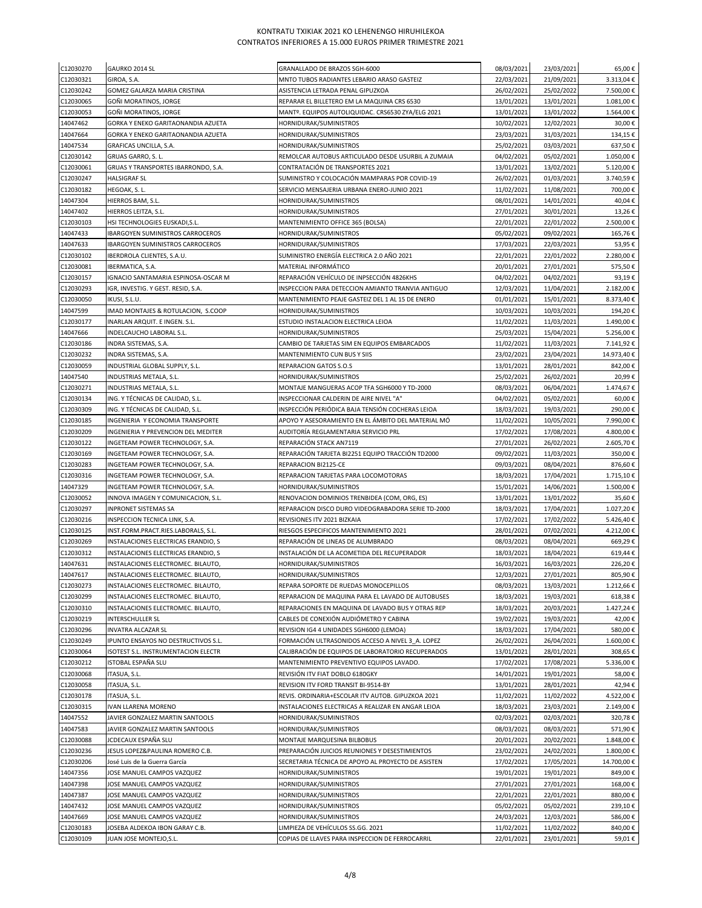# KONTRATU TXIKIAK 2021 KO LEHENENGO HIRUHILEKOA
# CONTRATOS INFERIORES A 15.000 EUROS PRIMER TRIMESTRE 2021

| | | | | | |
|---|---|---|---|---|---|
| C12030270 | GAURKO 2014 SL | GRANALLADO DE BRAZOS SGH-6000 | 08/03/2021 | 23/03/2021 | 65,00 € |
| C12030321 | GIROA, S.A. | MNTO TUBOS RADIANTES LEBARIO ARASO GASTEIZ | 22/03/2021 | 21/09/2021 | 3.313,04 € |
| C12030242 | GOMEZ GALARZA MARIA CRISTINA | ASISTENCIA LETRADA PENAL GIPUZKOA | 26/02/2021 | 25/02/2022 | 7.500,00 € |
| C12030065 | GOÑI MORATINOS, JORGE | REPARAR EL BILLETERO EN LA MAQUINA CRS 6530 | 13/01/2021 | 13/01/2021 | 1.081,00 € |
| C12030053 | GOÑI MORATINOS, JORGE | MANTº. EQUIPOS AUTOLIQUIDAC. CRS6530 ZYA/ELG 2021 | 13/01/2021 | 13/01/2022 | 1.564,00 € |
| 14047462 | GORKA Y ENEKO GARITAONANDIA AZUETA | HORNIDURAK/SUMINISTROS | 10/02/2021 | 12/02/2021 | 30,00 € |
| 14047664 | GORKA Y ENEKO GARITAONANDIA AZUETA | HORNIDURAK/SUMINISTROS | 23/03/2021 | 31/03/2021 | 134,15 € |
| 14047534 | GRAFICAS UNCILLA, S.A. | HORNIDURAK/SUMINISTROS | 25/02/2021 | 03/03/2021 | 637,50 € |
| C12030142 | GRUAS GARRO, S. L. | REMOLCAR AUTOBUS ARTICULADO DESDE USURBIL A ZUMAIA | 04/02/2021 | 05/02/2021 | 1.050,00 € |
| C12030061 | GRUAS Y TRANSPORTES IBARRONDO, S.A. | CONTRATACIÓN DE TRANSPORTES 2021 | 13/01/2021 | 13/02/2021 | 5.120,00 € |
| C12030247 | HALSIGRAF SL | SUMINISTRO Y COLOCACIÓN MAMPARAS POR COVID-19 | 26/02/2021 | 01/03/2021 | 3.740,59 € |
| C12030182 | HEGOAK, S. L. | SERVICIO MENSAJERIA URBANA ENERO-JUNIO 2021 | 11/02/2021 | 11/08/2021 | 700,00 € |
| 14047304 | HIERROS BAM, S.L. | HORNIDURAK/SUMINISTROS | 08/01/2021 | 14/01/2021 | 40,04 € |
| 14047402 | HIERROS LEITZA, S.L. | HORNIDURAK/SUMINISTROS | 27/01/2021 | 30/01/2021 | 13,26 € |
| C12030103 | HSI TECHNOLOGIES EUSKADI,S.L. | MANTENIMIENTO OFFICE 365 (BOLSA) | 22/01/2021 | 22/01/2022 | 2.500,00 € |
| 14047433 | IBARGOYEN SUMINISTROS CARROCEROS | HORNIDURAK/SUMINISTROS | 05/02/2021 | 09/02/2021 | 165,76 € |
| 14047633 | IBARGOYEN SUMINISTROS CARROCEROS | HORNIDURAK/SUMINISTROS | 17/03/2021 | 22/03/2021 | 53,95 € |
| C12030102 | IBERDROLA CLIENTES, S.A.U. | SUMINISTRO ENERGÍA ELECTRICA 2.0 AÑO 2021 | 22/01/2021 | 22/01/2022 | 2.280,00 € |
| C12030081 | IBERMATICA, S.A. | MATERIAL INFORMÁTICO | 20/01/2021 | 27/01/2021 | 575,50 € |
| C12030157 | IGNACIO SANTAMARIA ESPINOSA-OSCAR M | REPARACIÓN VEHÍCULO DE INPSECCIÓN 4826KHS | 04/02/2021 | 04/02/2021 | 93,19 € |
| C12030293 | IGR, INVESTIG. Y GEST. RESID, S.A. | INSPECCION PARA DETECCION AMIANTO TRANVIA ANTIGUO | 12/03/2021 | 11/04/2021 | 2.182,00 € |
| C12030050 | IKUSI, S.L.U. | MANTENIMIENTO PEAJE GASTEIZ DEL 1 AL 15 DE ENERO | 01/01/2021 | 15/01/2021 | 8.373,40 € |
| 14047599 | IMAD MONTAJES & ROTULACION, S.COOP | HORNIDURAK/SUMINISTROS | 10/03/2021 | 10/03/2021 | 194,20 € |
| C12030177 | INARLAN ARQUIT. E INGEN. S.L. | ESTUDIO INSTALACION ELECTRICA LEIOA | 11/02/2021 | 11/03/2021 | 1.490,00 € |
| 14047666 | INDELCAUCHO LABORAL S.L. | HORNIDURAK/SUMINISTROS | 25/03/2021 | 15/04/2021 | 5.256,00 € |
| C12030186 | INDRA SISTEMAS, S.A. | CAMBIO DE TARJETAS SIM EN EQUIPOS EMBARCADOS | 11/02/2021 | 11/03/2021 | 7.141,92 € |
| C12030232 | INDRA SISTEMAS, S.A. | MANTENIMIENTO CUN BUS Y SIIS | 23/02/2021 | 23/04/2021 | 14.973,40 € |
| C12030059 | INDUSTRIAL GLOBAL SUPPLY, S.L. | REPARACION GATOS S.O.S | 13/01/2021 | 28/01/2021 | 842,00 € |
| 14047540 | INDUSTRIAS METALA, S.L. | HORNIDURAK/SUMINISTROS | 25/02/2021 | 26/02/2021 | 20,99 € |
| C12030271 | INDUSTRIAS METALA, S.L. | MONTAJE MANGUERAS ACOP TFA SGH6000 Y TD-2000 | 08/03/2021 | 06/04/2021 | 1.474,67 € |
| C12030134 | ING. Y TÉCNICAS DE CALIDAD, S.L. | INSPECCIONAR CALDERIN DE AIRE NIVEL "A" | 04/02/2021 | 05/02/2021 | 60,00 € |
| C12030309 | ING. Y TÉCNICAS DE CALIDAD, S.L. | INSPECCIÓN PERIÓDICA BAJA TENSIÓN COCHERAS LEIOA | 18/03/2021 | 19/03/2021 | 290,00 € |
| C12030185 | INGENIERIA Y ECONOMIA TRANSPORTE | APOYO Y ASESORAMIENTO EN EL ÁMBITO DEL MATERIAL MÓ | 11/02/2021 | 10/05/2021 | 7.990,00 € |
| C12030209 | INGENIERIA Y PREVENCION DEL MEDITER | AUDITORÍA REGLAMENTARIA SERVICIO PRL | 17/02/2021 | 17/08/2021 | 4.800,00 € |
| C12030122 | INGETEAM POWER TECHNOLOGY, S.A. | REPARACIÓN STACK AN7119 | 27/01/2021 | 26/02/2021 | 2.605,70 € |
| C12030169 | INGETEAM POWER TECHNOLOGY, S.A. | REPARACIÓN TARJETA BI2251 EQUIPO TRACCIÓN TD2000 | 09/02/2021 | 11/03/2021 | 350,00 € |
| C12030283 | INGETEAM POWER TECHNOLOGY, S.A. | REPARACION BI2125-CE | 09/03/2021 | 08/04/2021 | 876,60 € |
| C12030316 | INGETEAM POWER TECHNOLOGY, S.A. | REPARACION TARJETAS PARA LOCOMOTORAS | 18/03/2021 | 17/04/2021 | 1.715,10 € |
| 14047329 | INGETEAM POWER TECHNOLOGY, S.A. | HORNIDURAK/SUMINISTROS | 15/01/2021 | 14/06/2021 | 1.500,00 € |
| C12030052 | INNOVA IMAGEN Y COMUNICACION, S.L. | RENOVACION DOMINIOS TRENBIDEA (COM, ORG, ES) | 13/01/2021 | 13/01/2022 | 35,60 € |
| C12030297 | INPRONET SISTEMAS SA | REPARACION DISCO DURO VIDEOGRABADORA SERIE TD-2000 | 18/03/2021 | 17/04/2021 | 1.027,20 € |
| C12030216 | INSPECCION TECNICA LINK, S.A. | REVISIONES ITV 2021 BIZKAIA | 17/02/2021 | 17/02/2022 | 5.426,40 € |
| C12030125 | INST.FORM.PRACT.RIES.LABORALS, S.L. | RIESGOS ESPECIFICOS MANTENIMIENTO 2021 | 28/01/2021 | 07/02/2021 | 4.212,00 € |
| C12030269 | INSTALACIONES ELECTRICAS ERANDIO, S | REPARACIÓN DE LINEAS DE ALUMBRADO | 08/03/2021 | 08/04/2021 | 669,29 € |
| C12030312 | INSTALACIONES ELECTRICAS ERANDIO, S | INSTALACIÓN DE LA ACOMETIDA DEL RECUPERADOR | 18/03/2021 | 18/04/2021 | 619,44 € |
| 14047631 | INSTALACIONES ELECTROMEC. BILAUTO, | HORNIDURAK/SUMINISTROS | 16/03/2021 | 16/03/2021 | 226,20 € |
| 14047617 | INSTALACIONES ELECTROMEC. BILAUTO, | HORNIDURAK/SUMINISTROS | 12/03/2021 | 27/01/2021 | 805,90 € |
| C12030273 | INSTALACIONES ELECTROMEC. BILAUTO, | REPARA SOPORTE DE RUEDAS MONOCEPILLOS | 08/03/2021 | 13/03/2021 | 1.212,66 € |
| C12030299 | INSTALACIONES ELECTROMEC. BILAUTO, | REPARACION DE MAQUINA PARA EL LAVADO DE AUTOBUSES | 18/03/2021 | 19/03/2021 | 618,38 € |
| C12030310 | INSTALACIONES ELECTROMEC. BILAUTO, | REPARACIONES EN MAQUINA DE LAVADO BUS Y OTRAS REP | 18/03/2021 | 20/03/2021 | 1.427,24 € |
| C12030219 | INTERSCHULLER SL | CABLES DE CONEXIÓN AUDIÓMETRO Y CABINA | 19/02/2021 | 19/03/2021 | 42,00 € |
| C12030296 | INVATRA ALCAZAR SL | REVISION IG4 4 UNIDADES SGH6000 (LEMOA) | 18/03/2021 | 17/04/2021 | 580,00 € |
| C12030249 | IPUNTO ENSAYOS NO DESTRUCTIVOS S.L. | FORMACIÓN ULTRASONIDOS ACCESO A NIVEL 3_A. LOPEZ | 26/02/2021 | 26/04/2021 | 1.600,00 € |
| C12030064 | ISOTEST S.L. INSTRUMENTACION ELECTR | CALIBRACIÓN DE EQUIPOS DE LABORATORIO RECUPERADOS | 13/01/2021 | 28/01/2021 | 308,65 € |
| C12030212 | ISTOBAL ESPAÑA SLU | MANTENIMIENTO PREVENTIVO EQUIPOS LAVADO. | 17/02/2021 | 17/08/2021 | 5.336,00 € |
| C12030068 | ITASUA, S.L. | REVISIÓN ITV FIAT DOBLO 6180GKY | 14/01/2021 | 19/01/2021 | 58,00 € |
| C12030058 | ITASUA, S.L. | REVISION ITV FORD TRANSIT BI-9514-BY | 13/01/2021 | 28/01/2021 | 42,94 € |
| C12030178 | ITASUA, S.L. | REVIS. ORDINARIA+ESCOLAR ITV AUTOB. GIPUZKOA 2021 | 11/02/2021 | 11/02/2022 | 4.522,00 € |
| C12030315 | IVAN LLARENA MORENO | INSTALACIONES ELECTRICAS A REALIZAR EN ANGAR LEIOA | 18/03/2021 | 23/03/2021 | 2.149,00 € |
| 14047552 | JAVIER GONZALEZ MARTIN SANTOOLS | HORNIDURAK/SUMINISTROS | 02/03/2021 | 02/03/2021 | 320,78 € |
| 14047583 | JAVIER GONZALEZ MARTIN SANTOOLS | HORNIDURAK/SUMINISTROS | 08/03/2021 | 08/03/2021 | 571,90 € |
| C12030088 | JCDECAUX ESPAÑA SLU | MONTAJE MARQUESINA BILBOBUS | 20/01/2021 | 20/02/2021 | 1.848,00 € |
| C12030236 | JESUS LOPEZ&PAULINA ROMERO C.B. | PREPARACIÓN JUICIOS REUNIONES Y DESESTIMIENTOS | 23/02/2021 | 24/02/2021 | 1.800,00 € |
| C12030206 | José Luis de la Guerra García | SECRETARIA TÉCNICA DE APOYO AL PROYECTO DE ASISTEN | 17/02/2021 | 17/05/2021 | 14.700,00 € |
| 14047356 | JOSE MANUEL CAMPOS VAZQUEZ | HORNIDURAK/SUMINISTROS | 19/01/2021 | 19/01/2021 | 849,00 € |
| 14047398 | JOSE MANUEL CAMPOS VAZQUEZ | HORNIDURAK/SUMINISTROS | 27/01/2021 | 27/01/2021 | 168,00 € |
| 14047387 | JOSE MANUEL CAMPOS VAZQUEZ | HORNIDURAK/SUMINISTROS | 22/01/2021 | 22/01/2021 | 880,00 € |
| 14047432 | JOSE MANUEL CAMPOS VAZQUEZ | HORNIDURAK/SUMINISTROS | 05/02/2021 | 05/02/2021 | 239,10 € |
| 14047669 | JOSE MANUEL CAMPOS VAZQUEZ | HORNIDURAK/SUMINISTROS | 24/03/2021 | 12/03/2021 | 586,00 € |
| C12030183 | JOSEBA ALDEKOA IBON GARAY C.B. | LIMPIEZA DE VEHÍCULOS SS.GG. 2021 | 11/02/2021 | 11/02/2022 | 840,00 € |
| C12030109 | JUAN JOSE MONTEJO,S.L. | COPIAS DE LLAVES PARA INSPECCION DE FERROCARRIL | 22/01/2021 | 23/01/2021 | 59,01 € |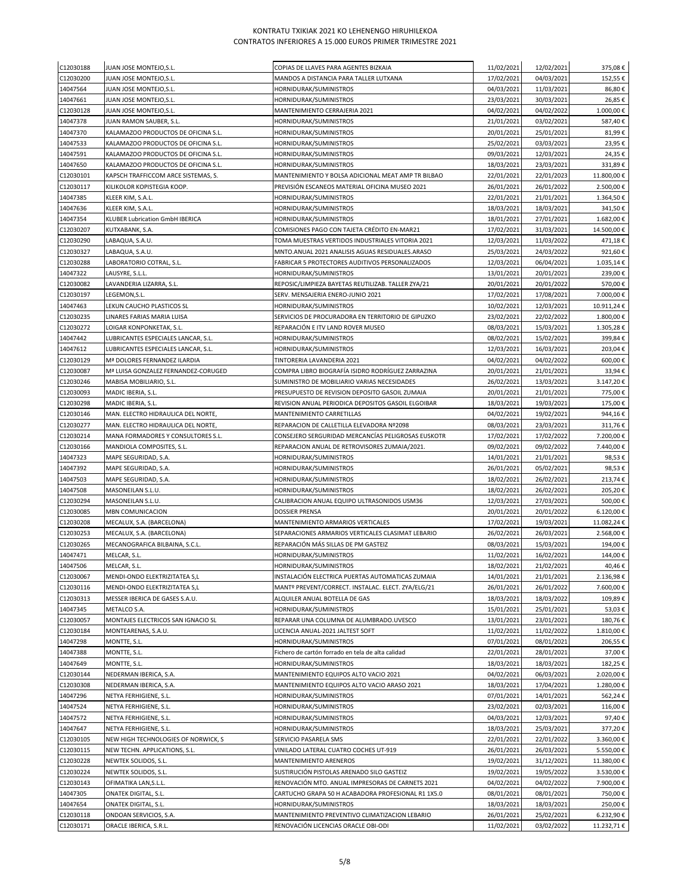# KONTRATU TXIKIAK 2021 KO LEHENENGO HIRUHILEKOA
## CONTRATOS INFERIORES A 15.000 EUROS PRIMER TRIMESTRE 2021

| | | | | | |
|---|---|---|---|---|---|
| C12030188 | JUAN JOSE MONTEJO,S.L. | COPIAS DE LLAVES PARA AGENTES BIZKAIA | 11/02/2021 | 12/02/2021 | 375,08 € |
| C12030200 | JUAN JOSE MONTEJO,S.L. | MANDOS A DISTANCIA PARA TALLER LUTXANA | 17/02/2021 | 04/03/2021 | 152,55 € |
| 14047564 | JUAN JOSE MONTEJO,S.L. | HORNIDURAK/SUMINISTROS | 04/03/2021 | 11/03/2021 | 86,80 € |
| 14047661 | JUAN JOSE MONTEJO,S.L. | HORNIDURAK/SUMINISTROS | 23/03/2021 | 30/03/2021 | 26,85 € |
| C12030128 | JUAN JOSE MONTEJO,S.L. | MANTENIMIENTO CERRAJERIA 2021 | 04/02/2021 | 04/02/2022 | 1.000,00 € |
| 14047378 | JUAN RAMON SAUBER, S.L. | HORNIDURAK/SUMINISTROS | 21/01/2021 | 03/02/2021 | 587,40 € |
| 14047370 | KALAMAZOO PRODUCTOS DE OFICINA S.L. | HORNIDURAK/SUMINISTROS | 20/01/2021 | 25/01/2021 | 81,99 € |
| 14047533 | KALAMAZOO PRODUCTOS DE OFICINA S.L. | HORNIDURAK/SUMINISTROS | 25/02/2021 | 03/03/2021 | 23,95 € |
| 14047591 | KALAMAZOO PRODUCTOS DE OFICINA S.L. | HORNIDURAK/SUMINISTROS | 09/03/2021 | 12/03/2021 | 24,35 € |
| 14047650 | KALAMAZOO PRODUCTOS DE OFICINA S.L. | HORNIDURAK/SUMINISTROS | 18/03/2021 | 23/03/2021 | 331,89 € |
| C12030101 | KAPSCH TRAFFICCOM ARCE SISTEMAS, S. | MANTENIMIENTO Y BOLSA ADICIONAL MEAT AMP TR BILBAO | 22/01/2021 | 22/01/2023 | 11.800,00 € |
| C12030117 | KILIKOLOR KOPISTEGIA KOOP. | PREVISIÓN ESCANEOS MATERIAL OFICINA MUSEO 2021 | 26/01/2021 | 26/01/2022 | 2.500,00 € |
| 14047385 | KLEER KIM, S.A.L. | HORNIDURAK/SUMINISTROS | 22/01/2021 | 21/01/2021 | 1.364,50 € |
| 14047636 | KLEER KIM, S.A.L. | HORNIDURAK/SUMINISTROS | 18/03/2021 | 18/03/2021 | 341,50 € |
| 14047354 | KLUBER Lubrication GmbH IBERICA | HORNIDURAK/SUMINISTROS | 18/01/2021 | 27/01/2021 | 1.682,00 € |
| C12030207 | KUTXABANK, S.A. | COMISIONES PAGO CON TAJETA CRÉDITO EN-MAR21 | 17/02/2021 | 31/03/2021 | 14.500,00 € |
| C12030290 | LABAQUA, S.A.U. | TOMA MUESTRAS VERTIDOS INDUSTRIALES VITORIA 2021 | 12/03/2021 | 11/03/2022 | 471,18 € |
| C12030327 | LABAQUA, S.A.U. | MNTO.ANUAL 2021 ANALISIS AGUAS RESIDUALES.ARASO | 25/03/2021 | 24/03/2022 | 921,60 € |
| C12030288 | LABORATORIO COTRAL, S.L. | FABRICAR 5 PROTECTORES AUDITIVOS PERSONALIZADOS | 12/03/2021 | 06/04/2021 | 1.035,14 € |
| 14047322 | LAUSYRE, S.L.L. | HORNIDURAK/SUMINISTROS | 13/01/2021 | 20/01/2021 | 239,00 € |
| C12030082 | LAVANDERIA LIZARRA, S.L. | REPOSIC/LIMPIEZA BAYETAS REUTILIZAB. TALLER ZYA/21 | 20/01/2021 | 20/01/2022 | 570,00 € |
| C12030197 | LEGEMON,S.L. | SERV. MENSAJERIA ENERO-JUNIO 2021 | 17/02/2021 | 17/08/2021 | 7.000,00 € |
| 14047463 | LEKUN CAUCHO PLASTICOS SL | HORNIDURAK/SUMINISTROS | 10/02/2021 | 12/03/2021 | 10.911,24 € |
| C12030235 | LINARES FARIAS MARIA LUISA | SERVICIOS DE PROCURADORA EN TERRITORIO DE GIPUZKO | 23/02/2021 | 22/02/2022 | 1.800,00 € |
| C12030272 | LOIGAR KONPONKETAK, S.L. | REPARACIÓN E ITV LAND ROVER MUSEO | 08/03/2021 | 15/03/2021 | 1.305,28 € |
| 14047442 | LUBRICANTES ESPECIALES LANCAR, S.L. | HORNIDURAK/SUMINISTROS | 08/02/2021 | 15/02/2021 | 399,84 € |
| 14047612 | LUBRICANTES ESPECIALES LANCAR, S.L. | HORNIDURAK/SUMINISTROS | 12/03/2021 | 16/03/2021 | 203,04 € |
| C12030129 | Mª DOLORES FERNANDEZ ILARDIA | TINTORERIA LAVANDERIA 2021 | 04/02/2021 | 04/02/2022 | 600,00 € |
| C12030087 | Mª LUISA GONZALEZ FERNANDEZ-CORUGED | COMPRA LIBRO BIOGRAFÍA ISIDRO RODRÍGUEZ ZARRAZINA | 20/01/2021 | 21/01/2021 | 33,94 € |
| C12030246 | MABISA MOBILIARIO, S.L. | SUMINISTRO DE MOBILIARIO VARIAS NECESIDADES | 26/02/2021 | 13/03/2021 | 3.147,20 € |
| C12030093 | MADIC IBERIA, S.L. | PRESUPUESTO DE REVISION DEPOSITO GASOIL ZUMAIA | 20/01/2021 | 21/01/2021 | 775,00 € |
| C12030298 | MADIC IBERIA, S.L. | REVISION ANUAL PERIODICA DEPOSITOS GASOIL ELGOIBAR | 18/03/2021 | 19/03/2021 | 175,00 € |
| C12030146 | MAN. ELECTRO HIDRAULICA DEL NORTE, | MANTENIMIENTO CARRETILLAS | 04/02/2021 | 19/02/2021 | 944,16 € |
| C12030277 | MAN. ELECTRO HIDRAULICA DEL NORTE, | REPARACION DE CALLETILLA ELEVADORA Nº2098 | 08/03/2021 | 23/03/2021 | 311,76 € |
| C12030214 | MANA FORMADORES Y CONSULTORES S.L. | CONSEJERO SERGURIDAD MERCANCÍAS PELIGROSAS EUSKOTR | 17/02/2021 | 17/02/2022 | 7.200,00 € |
| C12030166 | MANDIOLA COMPOSITES, S.L. | REPARACION ANUAL DE RETROVISORES ZUMAIA/2021. | 09/02/2021 | 09/02/2022 | 7.440,00 € |
| 14047323 | MAPE SEGURIDAD, S.A. | HORNIDURAK/SUMINISTROS | 14/01/2021 | 21/01/2021 | 98,53 € |
| 14047392 | MAPE SEGURIDAD, S.A. | HORNIDURAK/SUMINISTROS | 26/01/2021 | 05/02/2021 | 98,53 € |
| 14047503 | MAPE SEGURIDAD, S.A. | HORNIDURAK/SUMINISTROS | 18/02/2021 | 26/02/2021 | 213,74 € |
| 14047508 | MASONEILAN S.L.U. | HORNIDURAK/SUMINISTROS | 18/02/2021 | 26/02/2021 | 205,20 € |
| C12030294 | MASONEILAN S.L.U. | CALIBRACION ANUAL EQUIPO ULTRASONIDOS USM36 | 12/03/2021 | 27/03/2021 | 500,00 € |
| C12030085 | MBN COMUNICACION | DOSSIER PRENSA | 20/01/2021 | 20/01/2022 | 6.120,00 € |
| C12030208 | MECALUX, S.A. (BARCELONA) | MANTENIMIENTO ARMARIOS VERTICALES | 17/02/2021 | 19/03/2021 | 11.082,24 € |
| C12030253 | MECALUX, S.A. (BARCELONA) | SEPARACIONES ARMARIOS VERTICALES CLASIMAT LEBARIO | 26/02/2021 | 26/03/2021 | 2.568,00 € |
| C12030265 | MECANOGRAFICA BILBAINA, S.C.L. | REPARACIÓN MÁS SILLAS DE PM GASTEIZ | 08/03/2021 | 15/03/2021 | 194,00 € |
| 14047471 | MELCAR, S.L. | HORNIDURAK/SUMINISTROS | 11/02/2021 | 16/02/2021 | 144,00 € |
| 14047506 | MELCAR, S.L. | HORNIDURAK/SUMINISTROS | 18/02/2021 | 21/02/2021 | 40,46 € |
| C12030067 | MENDI-ONDO ELEKTRIZITATEA S,L | INSTALACIÓN ELECTRICA PUERTAS AUTOMATICAS ZUMAIA | 14/01/2021 | 21/01/2021 | 2.136,98 € |
| C12030116 | MENDI-ONDO ELEKTRIZITATEA S,L | MANTº PREVENT/CORRECT. INSTALAC. ELECT. ZYA/ELG/21 | 26/01/2021 | 26/01/2022 | 7.600,00 € |
| C12030313 | MESSER IBERICA DE GASES S.A.U. | ALQUILER ANUAL BOTELLA DE GAS | 18/03/2021 | 18/03/2022 | 109,89 € |
| 14047345 | METALCO S.A. | HORNIDURAK/SUMINISTROS | 15/01/2021 | 25/01/2021 | 53,03 € |
| C12030057 | MONTAJES ELECTRICOS SAN IGNACIO SL | REPARAR UNA COLUMNA DE ALUMBRADO.UVESCO | 13/01/2021 | 23/01/2021 | 180,76 € |
| C12030184 | MONTEARENAS, S.A.U. | LICENCIA ANUAL-2021 JALTEST SOFT | 11/02/2021 | 11/02/2022 | 1.810,00 € |
| 14047298 | MONTTE, S.L. | HORNIDURAK/SUMINISTROS | 07/01/2021 | 08/01/2021 | 206,55 € |
| 14047388 | MONTTE, S.L. | Fichero de cartón forrado en tela de alta calidad | 22/01/2021 | 28/01/2021 | 37,00 € |
| 14047649 | MONTTE, S.L. | HORNIDURAK/SUMINISTROS | 18/03/2021 | 18/03/2021 | 182,25 € |
| C12030144 | NEDERMAN IBERICA, S.A. | MANTENIMIENTO EQUIPOS ALTO VACIO 2021 | 04/02/2021 | 06/03/2021 | 2.020,00 € |
| C12030308 | NEDERMAN IBERICA, S.A. | MANTENIMIENTO EQUIPOS ALTO VACIO ARASO 2021 | 18/03/2021 | 17/04/2021 | 1.280,00 € |
| 14047296 | NETYA FERHIGIENE, S.L. | HORNIDURAK/SUMINISTROS | 07/01/2021 | 14/01/2021 | 562,24 € |
| 14047524 | NETYA FERHIGIENE, S.L. | HORNIDURAK/SUMINISTROS | 23/02/2021 | 02/03/2021 | 116,00 € |
| 14047572 | NETYA FERHIGIENE, S.L. | HORNIDURAK/SUMINISTROS | 04/03/2021 | 12/03/2021 | 97,40 € |
| 14047647 | NETYA FERHIGIENE, S.L. | HORNIDURAK/SUMINISTROS | 18/03/2021 | 25/03/2021 | 377,20 € |
| C12030105 | NEW HIGH TECHNOLOGIES OF NORWICK, S | SERVICIO PASARELA SMS | 22/01/2021 | 22/01/2022 | 3.360,00 € |
| C12030115 | NEW TECHN. APPLICATIONS, S.L. | VINILADO LATERAL CUATRO COCHES UT-919 | 26/01/2021 | 26/03/2021 | 5.550,00 € |
| C12030228 | NEWTEK SOLIDOS, S.L. | MANTENIMIENTO ARENEROS | 19/02/2021 | 31/12/2021 | 11.380,00 € |
| C12030224 | NEWTEK SOLIDOS, S.L. | SUSTIRUCIÓN PISTOLAS ARENADO SILO GASTEIZ | 19/02/2021 | 19/05/2022 | 3.530,00 € |
| C12030143 | OFIMATIKA LAN,S.L.L. | RENOVACIÓN MTO. ANUAL IMPRESORAS DE CARNETS 2021 | 04/02/2021 | 04/02/2022 | 7.900,00 € |
| 14047305 | ONATEK DIGITAL, S.L. | CARTUCHO GRAPA 50 H ACABADORA PROFESIONAL R1 1X5.0 | 08/01/2021 | 08/01/2021 | 750,00 € |
| 14047654 | ONATEK DIGITAL, S.L. | HORNIDURAK/SUMINISTROS | 18/03/2021 | 18/03/2021 | 250,00 € |
| C12030118 | ONDOAN SERVICIOS, S.A. | MANTENIMIENTO PREVENTIVO CLIMATIZACION LEBARIO | 26/01/2021 | 25/02/2021 | 6.232,90 € |
| C12030171 | ORACLE IBERICA, S.R.L. | RENOVACIÓN LICENCIAS ORACLE OBI-ODI | 11/02/2021 | 03/02/2022 | 11.232,71 € |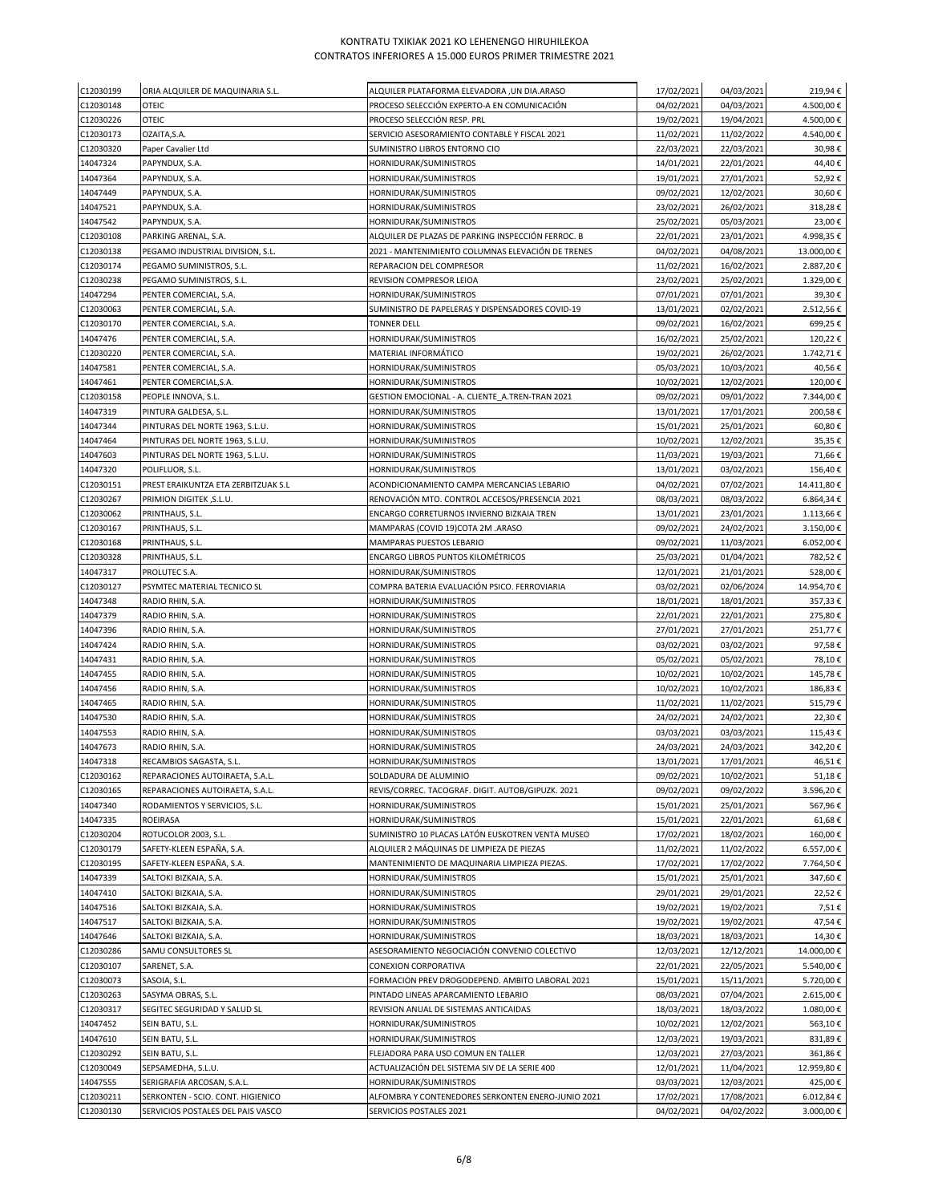# KONTRATU TXIKIAK 2021 KO LEHENENGO HIRUHILEKOA
# CONTRATOS INFERIORES A 15.000 EUROS PRIMER TRIMESTRE 2021

| | | | | | |
|---|---|---|---|---|---|
| C12030199 | ORIA ALQUILER DE MAQUINARIA S.L. | ALQUILER PLATAFORMA ELEVADORA ,UN DIA.ARASO | 17/02/2021 | 04/03/2021 | 219,94 € |
| C12030148 | OTEIC | PROCESO SELECCIÓN EXPERTO-A EN COMUNICACIÓN | 04/02/2021 | 04/03/2021 | 4.500,00 € |
| C12030226 | OTEIC | PROCESO SELECCIÓN RESP. PRL | 19/02/2021 | 19/04/2021 | 4.500,00 € |
| C12030173 | OZAITA,S.A. | SERVICIO ASESORAMIENTO CONTABLE Y FISCAL 2021 | 11/02/2021 | 11/02/2022 | 4.540,00 € |
| C12030320 | Paper Cavalier Ltd | SUMINISTRO LIBROS ENTORNO CIO | 22/03/2021 | 22/03/2021 | 30,98 € |
| 14047324 | PAPYNDUX, S.A. | HORNIDURAK/SUMINISTROS | 14/01/2021 | 22/01/2021 | 44,40 € |
| 14047364 | PAPYNDUX, S.A. | HORNIDURAK/SUMINISTROS | 19/01/2021 | 27/01/2021 | 52,92 € |
| 14047449 | PAPYNDUX, S.A. | HORNIDURAK/SUMINISTROS | 09/02/2021 | 12/02/2021 | 30,60 € |
| 14047521 | PAPYNDUX, S.A. | HORNIDURAK/SUMINISTROS | 23/02/2021 | 26/02/2021 | 318,28 € |
| 14047542 | PAPYNDUX, S.A. | HORNIDURAK/SUMINISTROS | 25/02/2021 | 05/03/2021 | 23,00 € |
| C12030108 | PARKING ARENAL, S.A. | ALQUILER DE PLAZAS DE PARKING INSPECCIÓN FERROC. B | 22/01/2021 | 23/01/2021 | 4.998,35 € |
| C12030138 | PEGAMO INDUSTRIAL DIVISION, S.L. | 2021 - MANTENIMIENTO COLUMNAS ELEVACIÓN DE TRENES | 04/02/2021 | 04/08/2021 | 13.000,00 € |
| C12030174 | PEGAMO SUMINISTROS, S.L. | REPARACION DEL COMPRESOR | 11/02/2021 | 16/02/2021 | 2.887,20 € |
| C12030238 | PEGAMO SUMINISTROS, S.L. | REVISION COMPRESOR LEIOA | 23/02/2021 | 25/02/2021 | 1.329,00 € |
| 14047294 | PENTER COMERCIAL, S.A. | HORNIDURAK/SUMINISTROS | 07/01/2021 | 07/01/2021 | 39,30 € |
| C12030063 | PENTER COMERCIAL, S.A. | SUMINISTRO DE PAPELERAS Y DISPENSADORES COVID-19 | 13/01/2021 | 02/02/2021 | 2.512,56 € |
| C12030170 | PENTER COMERCIAL, S.A. | TONNER DELL | 09/02/2021 | 16/02/2021 | 699,25 € |
| 14047476 | PENTER COMERCIAL, S.A. | HORNIDURAK/SUMINISTROS | 16/02/2021 | 25/02/2021 | 120,22 € |
| C12030220 | PENTER COMERCIAL, S.A. | MATERIAL INFORMÁTICO | 19/02/2021 | 26/02/2021 | 1.742,71 € |
| 14047581 | PENTER COMERCIAL, S.A. | HORNIDURAK/SUMINISTROS | 05/03/2021 | 10/03/2021 | 40,56 € |
| 14047461 | PENTER COMERCIAL,S.A. | HORNIDURAK/SUMINISTROS | 10/02/2021 | 12/02/2021 | 120,00 € |
| C12030158 | PEOPLE INNOVA, S.L. | GESTION EMOCIONAL - A. CLIENTE_A.TREN-TRAN 2021 | 09/02/2021 | 09/01/2022 | 7.344,00 € |
| 14047319 | PINTURA GALDESA, S.L. | HORNIDURAK/SUMINISTROS | 13/01/2021 | 17/01/2021 | 200,58 € |
| 14047344 | PINTURAS DEL NORTE 1963, S.L.U. | HORNIDURAK/SUMINISTROS | 15/01/2021 | 25/01/2021 | 60,80 € |
| 14047464 | PINTURAS DEL NORTE 1963, S.L.U. | HORNIDURAK/SUMINISTROS | 10/02/2021 | 12/02/2021 | 35,35 € |
| 14047603 | PINTURAS DEL NORTE 1963, S.L.U. | HORNIDURAK/SUMINISTROS | 11/03/2021 | 19/03/2021 | 71,66 € |
| 14047320 | POLIFLUOR, S.L. | HORNIDURAK/SUMINISTROS | 13/01/2021 | 03/02/2021 | 156,40 € |
| C12030151 | PREST ERAIKUNTZA ETA ZERBITZUAK S.L | ACONDICIONAMIENTO CAMPA MERCANCIAS LEBARIO | 04/02/2021 | 07/02/2021 | 14.411,80 € |
| C12030267 | PRIMION DIGITEK ,S.L.U. | RENOVACIÓN MTO. CONTROL ACCESOS/PRESENCIA 2021 | 08/03/2021 | 08/03/2022 | 6.864,34 € |
| C12030062 | PRINTHAUS, S.L. | ENCARGO CORRETURNOS INVIERNO BIZKAIA TREN | 13/01/2021 | 23/01/2021 | 1.113,66 € |
| C12030167 | PRINTHAUS, S.L. | MAMPARAS (COVID 19)COTA 2M .ARASO | 09/02/2021 | 24/02/2021 | 3.150,00 € |
| C12030168 | PRINTHAUS, S.L. | MAMPARAS PUESTOS LEBARIO | 09/02/2021 | 11/03/2021 | 6.052,00 € |
| C12030328 | PRINTHAUS, S.L. | ENCARGO LIBROS PUNTOS KILOMÉTRICOS | 25/03/2021 | 01/04/2021 | 782,52 € |
| 14047317 | PROLUTEC S.A. | HORNIDURAK/SUMINISTROS | 12/01/2021 | 21/01/2021 | 528,00 € |
| C12030127 | PSYMTEC MATERIAL TECNICO SL | COMPRA BATERIA EVALUACIÓN PSICO. FERROVIARIA | 03/02/2021 | 02/06/2024 | 14.954,70 € |
| 14047348 | RADIO RHIN, S.A. | HORNIDURAK/SUMINISTROS | 18/01/2021 | 18/01/2021 | 357,33 € |
| 14047379 | RADIO RHIN, S.A. | HORNIDURAK/SUMINISTROS | 22/01/2021 | 22/01/2021 | 275,80 € |
| 14047396 | RADIO RHIN, S.A. | HORNIDURAK/SUMINISTROS | 27/01/2021 | 27/01/2021 | 251,77 € |
| 14047424 | RADIO RHIN, S.A. | HORNIDURAK/SUMINISTROS | 03/02/2021 | 03/02/2021 | 97,58 € |
| 14047431 | RADIO RHIN, S.A. | HORNIDURAK/SUMINISTROS | 05/02/2021 | 05/02/2021 | 78,10 € |
| 14047455 | RADIO RHIN, S.A. | HORNIDURAK/SUMINISTROS | 10/02/2021 | 10/02/2021 | 145,78 € |
| 14047456 | RADIO RHIN, S.A. | HORNIDURAK/SUMINISTROS | 10/02/2021 | 10/02/2021 | 186,83 € |
| 14047465 | RADIO RHIN, S.A. | HORNIDURAK/SUMINISTROS | 11/02/2021 | 11/02/2021 | 515,79 € |
| 14047530 | RADIO RHIN, S.A. | HORNIDURAK/SUMINISTROS | 24/02/2021 | 24/02/2021 | 22,30 € |
| 14047553 | RADIO RHIN, S.A. | HORNIDURAK/SUMINISTROS | 03/03/2021 | 03/03/2021 | 115,43 € |
| 14047673 | RADIO RHIN, S.A. | HORNIDURAK/SUMINISTROS | 24/03/2021 | 24/03/2021 | 342,20 € |
| 14047318 | RECAMBIOS SAGASTA, S.L. | HORNIDURAK/SUMINISTROS | 13/01/2021 | 17/01/2021 | 46,51 € |
| C12030162 | REPARACIONES AUTOIRAETA, S.A.L. | SOLDADURA DE ALUMINIO | 09/02/2021 | 10/02/2021 | 51,18 € |
| C12030165 | REPARACIONES AUTOIRAETA, S.A.L. | REVIS/CORREC. TACOGRAF. DIGIT. AUTOB/GIPUZK. 2021 | 09/02/2021 | 09/02/2022 | 3.596,20 € |
| 14047340 | RODAMIENTOS Y SERVICIOS, S.L. | HORNIDURAK/SUMINISTROS | 15/01/2021 | 25/01/2021 | 567,96 € |
| 14047335 | ROEIRASA | HORNIDURAK/SUMINISTROS | 15/01/2021 | 22/01/2021 | 61,68 € |
| C12030204 | ROTUCOLOR 2003, S.L. | SUMINISTRO 10 PLACAS LATÓN EUSKOTREN VENTA MUSEO | 17/02/2021 | 18/02/2021 | 160,00 € |
| C12030179 | SAFETY-KLEEN ESPAÑA, S.A. | ALQUILER 2 MÁQUINAS DE LIMPIEZA DE PIEZAS | 11/02/2021 | 11/02/2022 | 6.557,00 € |
| C12030195 | SAFETY-KLEEN ESPAÑA, S.A. | MANTENIMIENTO DE MAQUINARIA LIMPIEZA PIEZAS. | 17/02/2021 | 17/02/2022 | 7.764,50 € |
| 14047339 | SALTOKI BIZKAIA, S.A. | HORNIDURAK/SUMINISTROS | 15/01/2021 | 25/01/2021 | 347,60 € |
| 14047410 | SALTOKI BIZKAIA, S.A. | HORNIDURAK/SUMINISTROS | 29/01/2021 | 29/01/2021 | 22,52 € |
| 14047516 | SALTOKI BIZKAIA, S.A. | HORNIDURAK/SUMINISTROS | 19/02/2021 | 19/02/2021 | 7,51 € |
| 14047517 | SALTOKI BIZKAIA, S.A. | HORNIDURAK/SUMINISTROS | 19/02/2021 | 19/02/2021 | 47,54 € |
| 14047646 | SALTOKI BIZKAIA, S.A. | HORNIDURAK/SUMINISTROS | 18/03/2021 | 18/03/2021 | 14,30 € |
| C12030286 | SAMU CONSULTORES SL | ASESORAMIENTO NEGOCIACIÓN CONVENIO COLECTIVO | 12/03/2021 | 12/12/2021 | 14.000,00 € |
| C12030107 | SARENET, S.A. | CONEXION CORPORATIVA | 22/01/2021 | 22/05/2021 | 5.540,00 € |
| C12030073 | SASOIA, S.L. | FORMACION PREV DROGODEPEND. AMBITO LABORAL 2021 | 15/01/2021 | 15/11/2021 | 5.720,00 € |
| C12030263 | SASYMA OBRAS, S.L. | PINTADO LINEAS APARCAMIENTO LEBARIO | 08/03/2021 | 07/04/2021 | 2.615,00 € |
| C12030317 | SEGITEC SEGURIDAD Y SALUD SL | REVISION ANUAL DE SISTEMAS ANTICAIDAS | 18/03/2021 | 18/03/2022 | 1.080,00 € |
| 14047452 | SEIN BATU, S.L. | HORNIDURAK/SUMINISTROS | 10/02/2021 | 12/02/2021 | 563,10 € |
| 14047610 | SEIN BATU, S.L. | HORNIDURAK/SUMINISTROS | 12/03/2021 | 19/03/2021 | 831,89 € |
| C12030292 | SEIN BATU, S.L. | FLEJADORA PARA USO COMUN EN TALLER | 12/03/2021 | 27/03/2021 | 361,86 € |
| C12030049 | SEPSAMEDHA, S.L.U. | ACTUALIZACIÓN DEL SISTEMA SIV DE LA SERIE 400 | 12/01/2021 | 11/04/2021 | 12.959,80 € |
| 14047555 | SERIGRAFIA ARCOSAN, S.A.L. | HORNIDURAK/SUMINISTROS | 03/03/2021 | 12/03/2021 | 425,00 € |
| C12030211 | SERKONTEN - SCIO. CONT. HIGIENICO | ALFOMBRA Y CONTENEDORES SERKONTEN ENERO-JUNIO 2021 | 17/02/2021 | 17/08/2021 | 6.012,84 € |
| C12030130 | SERVICIOS POSTALES DEL PAIS VASCO | SERVICIOS POSTALES 2021 | 04/02/2021 | 04/02/2022 | 3.000,00 € |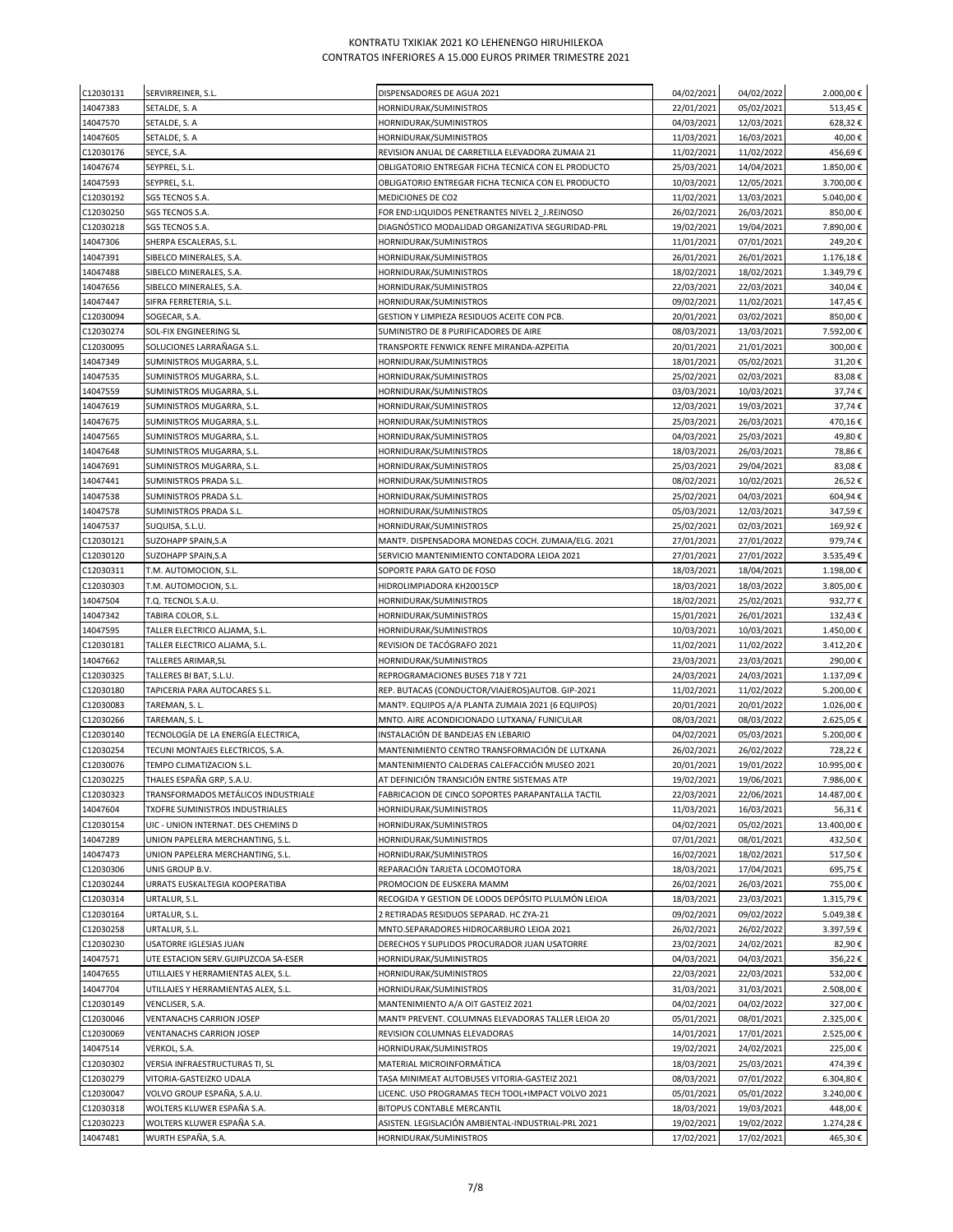KONTRATU TXIKIAK 2021 KO LEHENENGO HIRUHILEKOA
CONTRATOS INFERIORES A 15.000 EUROS PRIMER TRIMESTRE 2021

| | | | | | |
|---|---|---|---|---|---|
| C12030131 | SERVIRREINER, S.L. | DISPENSADORES DE AGUA 2021 | 04/02/2021 | 04/02/2022 | 2.000,00 € |
| 14047383 | SETALDE, S. A | HORNIDURAK/SUMINISTROS | 22/01/2021 | 05/02/2021 | 513,45 € |
| 14047570 | SETALDE, S. A | HORNIDURAK/SUMINISTROS | 04/03/2021 | 12/03/2021 | 628,32 € |
| 14047605 | SETALDE, S. A | HORNIDURAK/SUMINISTROS | 11/03/2021 | 16/03/2021 | 40,00 € |
| C12030176 | SEYCE, S.A. | REVISION ANUAL DE CARRETILLA ELEVADORA ZUMAIA 21 | 11/02/2021 | 11/02/2022 | 456,69 € |
| 14047674 | SEYPREL, S.L. | OBLIGATORIO ENTREGAR FICHA TECNICA CON EL PRODUCTO | 25/03/2021 | 14/04/2021 | 1.850,00 € |
| 14047593 | SEYPREL, S.L. | OBLIGATORIO ENTREGAR FICHA TECNICA CON EL PRODUCTO | 10/03/2021 | 12/05/2021 | 3.700,00 € |
| C12030192 | SGS TECNOS S.A. | MEDICIONES DE CO2 | 11/02/2021 | 13/03/2021 | 5.040,00 € |
| C12030250 | SGS TECNOS S.A. | FOR END:LIQUIDOS PENETRANTES NIVEL 2_J.REINOSO | 26/02/2021 | 26/03/2021 | 850,00 € |
| C12030218 | SGS TECNOS S.A. | DIAGNÓSTICO MODALIDAD ORGANIZATIVA SEGURIDAD-PRL | 19/02/2021 | 19/04/2021 | 7.890,00 € |
| 14047306 | SHERPA ESCALERAS, S.L. | HORNIDURAK/SUMINISTROS | 11/01/2021 | 07/01/2021 | 249,20 € |
| 14047391 | SIBELCO MINERALES, S.A. | HORNIDURAK/SUMINISTROS | 26/01/2021 | 26/01/2021 | 1.176,18 € |
| 14047488 | SIBELCO MINERALES, S.A. | HORNIDURAK/SUMINISTROS | 18/02/2021 | 18/02/2021 | 1.349,79 € |
| 14047656 | SIBELCO MINERALES, S.A. | HORNIDURAK/SUMINISTROS | 22/03/2021 | 22/03/2021 | 340,04 € |
| 14047447 | SIFRA FERRETERIA, S.L. | HORNIDURAK/SUMINISTROS | 09/02/2021 | 11/02/2021 | 147,45 € |
| C12030094 | SOGECAR, S.A. | GESTION Y LIMPIEZA RESIDUOS ACEITE CON PCB. | 20/01/2021 | 03/02/2021 | 850,00 € |
| C12030274 | SOL-FIX ENGINEERING SL | SUMINISTRO DE 8 PURIFICADORES DE AIRE | 08/03/2021 | 13/03/2021 | 7.592,00 € |
| C12030095 | SOLUCIONES LARRAÑAGA S.L. | TRANSPORTE FENWICK RENFE MIRANDA-AZPEITIA | 20/01/2021 | 21/01/2021 | 300,00 € |
| 14047349 | SUMINISTROS MUGARRA, S.L. | HORNIDURAK/SUMINISTROS | 18/01/2021 | 05/02/2021 | 31,20 € |
| 14047535 | SUMINISTROS MUGARRA, S.L. | HORNIDURAK/SUMINISTROS | 25/02/2021 | 02/03/2021 | 83,08 € |
| 14047559 | SUMINISTROS MUGARRA, S.L. | HORNIDURAK/SUMINISTROS | 03/03/2021 | 10/03/2021 | 37,74 € |
| 14047619 | SUMINISTROS MUGARRA, S.L. | HORNIDURAK/SUMINISTROS | 12/03/2021 | 19/03/2021 | 37,74 € |
| 14047675 | SUMINISTROS MUGARRA, S.L. | HORNIDURAK/SUMINISTROS | 25/03/2021 | 26/03/2021 | 470,16 € |
| 14047565 | SUMINISTROS MUGARRA, S.L. | HORNIDURAK/SUMINISTROS | 04/03/2021 | 25/03/2021 | 49,80 € |
| 14047648 | SUMINISTROS MUGARRA, S.L. | HORNIDURAK/SUMINISTROS | 18/03/2021 | 26/03/2021 | 78,86 € |
| 14047691 | SUMINISTROS MUGARRA, S.L. | HORNIDURAK/SUMINISTROS | 25/03/2021 | 29/04/2021 | 83,08 € |
| 14047441 | SUMINISTROS PRADA S.L. | HORNIDURAK/SUMINISTROS | 08/02/2021 | 10/02/2021 | 26,52 € |
| 14047538 | SUMINISTROS PRADA S.L. | HORNIDURAK/SUMINISTROS | 25/02/2021 | 04/03/2021 | 604,94 € |
| 14047578 | SUMINISTROS PRADA S.L. | HORNIDURAK/SUMINISTROS | 05/03/2021 | 12/03/2021 | 347,59 € |
| 14047537 | SUQUISA, S.L.U. | HORNIDURAK/SUMINISTROS | 25/02/2021 | 02/03/2021 | 169,92 € |
| C12030121 | SUZOHAPP SPAIN,S.A | MANTº. DISPENSADORA MONEDAS COCH. ZUMAIA/ELG. 2021 | 27/01/2021 | 27/01/2022 | 979,74 € |
| C12030120 | SUZOHAPP SPAIN,S.A | SERVICIO MANTENIMIENTO CONTADORA LEIOA 2021 | 27/01/2021 | 27/01/2022 | 3.535,49 € |
| C12030311 | T.M. AUTOMOCION, S.L. | SOPORTE PARA GATO DE FOSO | 18/03/2021 | 18/04/2021 | 1.198,00 € |
| C12030303 | T.M. AUTOMOCION, S.L. | HIDROLIMPIADORA KH20015CP | 18/03/2021 | 18/03/2022 | 3.805,00 € |
| 14047504 | T.Q. TECNOL S.A.U. | HORNIDURAK/SUMINISTROS | 18/02/2021 | 25/02/2021 | 932,77 € |
| 14047342 | TABIRA COLOR, S.L. | HORNIDURAK/SUMINISTROS | 15/01/2021 | 26/01/2021 | 132,43 € |
| 14047595 | TALLER ELECTRICO ALJAMA, S.L. | HORNIDURAK/SUMINISTROS | 10/03/2021 | 10/03/2021 | 1.450,00 € |
| C12030181 | TALLER ELECTRICO ALJAMA, S.L. | REVISION DE TACÓGRAFO 2021 | 11/02/2021 | 11/02/2022 | 3.412,20 € |
| 14047662 | TALLERES ARIMAR,SL | HORNIDURAK/SUMINISTROS | 23/03/2021 | 23/03/2021 | 290,00 € |
| C12030325 | TALLERES BI BAT, S.L.U. | REPROGRAMACIONES BUSES 718 Y 721 | 24/03/2021 | 24/03/2021 | 1.137,09 € |
| C12030180 | TAPICERIA PARA AUTOCARES S.L. | REP. BUTACAS (CONDUCTOR/VIAJEROS)AUTOB. GIP-2021 | 11/02/2021 | 11/02/2022 | 5.200,00 € |
| C12030083 | TAREMAN, S. L. | MANTº. EQUIPOS A/A PLANTA ZUMAIA 2021 (6 EQUIPOS) | 20/01/2021 | 20/01/2022 | 1.026,00 € |
| C12030266 | TAREMAN, S. L. | MNTO. AIRE ACONDICIONADO LUTXANA/ FUNICULAR | 08/03/2021 | 08/03/2022 | 2.625,05 € |
| C12030140 | TECNOLOGÍA DE LA ENERGÍA ELECTRICA, | INSTALACIÓN DE BANDEJAS EN LEBARIO | 04/02/2021 | 05/03/2021 | 5.200,00 € |
| C12030254 | TECUNI MONTAJES ELECTRICOS, S.A. | MANTENIMIENTO CENTRO TRANSFORMACIÓN DE LUTXANA | 26/02/2021 | 26/02/2022 | 728,22 € |
| C12030076 | TEMPO CLIMATIZACION S.L. | MANTENIMIENTO CALDERAS CALEFACCIÓN MUSEO 2021 | 20/01/2021 | 19/01/2022 | 10.995,00 € |
| C12030225 | THALES ESPAÑA GRP, S.A.U. | AT DEFINICIÓN TRANSICIÓN ENTRE SISTEMAS ATP | 19/02/2021 | 19/06/2021 | 7.986,00 € |
| C12030323 | TRANSFORMADOS METÁLICOS INDUSTRIALE | FABRICACION DE CINCO SOPORTES PARAPANTALLA TACTIL | 22/03/2021 | 22/06/2021 | 14.487,00 € |
| 14047604 | TXOFRE SUMINISTROS INDUSTRIALES | HORNIDURAK/SUMINISTROS | 11/03/2021 | 16/03/2021 | 56,31 € |
| C12030154 | UIC - UNION INTERNAT. DES CHEMINS D | HORNIDURAK/SUMINISTROS | 04/02/2021 | 05/02/2021 | 13.400,00 € |
| 14047289 | UNION PAPELERA MERCHANTING, S.L. | HORNIDURAK/SUMINISTROS | 07/01/2021 | 08/01/2021 | 432,50 € |
| 14047473 | UNION PAPELERA MERCHANTING, S.L. | HORNIDURAK/SUMINISTROS | 16/02/2021 | 18/02/2021 | 517,50 € |
| C12030306 | UNIS GROUP B.V. | REPARACIÓN TARJETA LOCOMOTORA | 18/03/2021 | 17/04/2021 | 695,75 € |
| C12030244 | URRATS EUSKALTEGIA KOOPERATIBA | PROMOCION DE EUSKERA MAMM | 26/02/2021 | 26/03/2021 | 755,00 € |
| C12030314 | URTALUR, S.L. | RECOGIDA Y GESTION DE LODOS DEPÓSITO PLULMÓN LEIOA | 18/03/2021 | 23/03/2021 | 1.315,79 € |
| C12030164 | URTALUR, S.L. | 2 RETIRADAS RESIDUOS SEPARAD. HC ZYA-21 | 09/02/2021 | 09/02/2022 | 5.049,38 € |
| C12030258 | URTALUR, S.L. | MNTO.SEPARADORES HIDROCARBURO LEIOA 2021 | 26/02/2021 | 26/02/2022 | 3.397,59 € |
| C12030230 | USATORRE IGLESIAS JUAN | DERECHOS Y SUPLIDOS PROCURADOR JUAN USATORRE | 23/02/2021 | 24/02/2021 | 82,90 € |
| 14047571 | UTE ESTACION SERV.GUIPUZCOA SA-ESER | HORNIDURAK/SUMINISTROS | 04/03/2021 | 04/03/2021 | 356,22 € |
| 14047655 | UTILLAJES Y HERRAMIENTAS ALEX, S.L. | HORNIDURAK/SUMINISTROS | 22/03/2021 | 22/03/2021 | 532,00 € |
| 14047704 | UTILLAJES Y HERRAMIENTAS ALEX, S.L. | HORNIDURAK/SUMINISTROS | 31/03/2021 | 31/03/2021 | 2.508,00 € |
| C12030149 | VENCLISER, S.A. | MANTENIMIENTO A/A OIT GASTEIZ 2021 | 04/02/2021 | 04/02/2022 | 327,00 € |
| C12030046 | VENTANACHS CARRION JOSEP | MANTº PREVENT. COLUMNAS ELEVADORAS TALLER LEIOA 20 | 05/01/2021 | 08/01/2021 | 2.325,00 € |
| C12030069 | VENTANACHS CARRION JOSEP | REVISION COLUMNAS ELEVADORAS | 14/01/2021 | 17/01/2021 | 2.525,00 € |
| 14047514 | VERKOL, S.A. | HORNIDURAK/SUMINISTROS | 19/02/2021 | 24/02/2021 | 225,00 € |
| C12030302 | VERSIA INFRAESTRUCTURAS TI, SL | MATERIAL MICROINFORMÁTICA | 18/03/2021 | 25/03/2021 | 474,39 € |
| C12030279 | VITORIA-GASTEIZKO UDALA | TASA MINIMEAT AUTOBUSES VITORIA-GASTEIZ 2021 | 08/03/2021 | 07/01/2022 | 6.304,80 € |
| C12030047 | VOLVO GROUP ESPAÑA, S.A.U. | LICENC. USO PROGRAMAS TECH TOOL+IMPACT VOLVO 2021 | 05/01/2021 | 05/01/2022 | 3.240,00 € |
| C12030318 | WOLTERS KLUWER ESPAÑA S.A. | BITOPUS CONTABLE MERCANTIL | 18/03/2021 | 19/03/2021 | 448,00 € |
| C12030223 | WOLTERS KLUWER ESPAÑA S.A. | ASISTEN. LEGISLACIÓN AMBIENTAL-INDUSTRIAL-PRL 2021 | 19/02/2021 | 19/02/2022 | 1.274,28 € |
| 14047481 | WURTH ESPAÑA, S.A. | HORNIDURAK/SUMINISTROS | 17/02/2021 | 17/02/2021 | 465,30 € |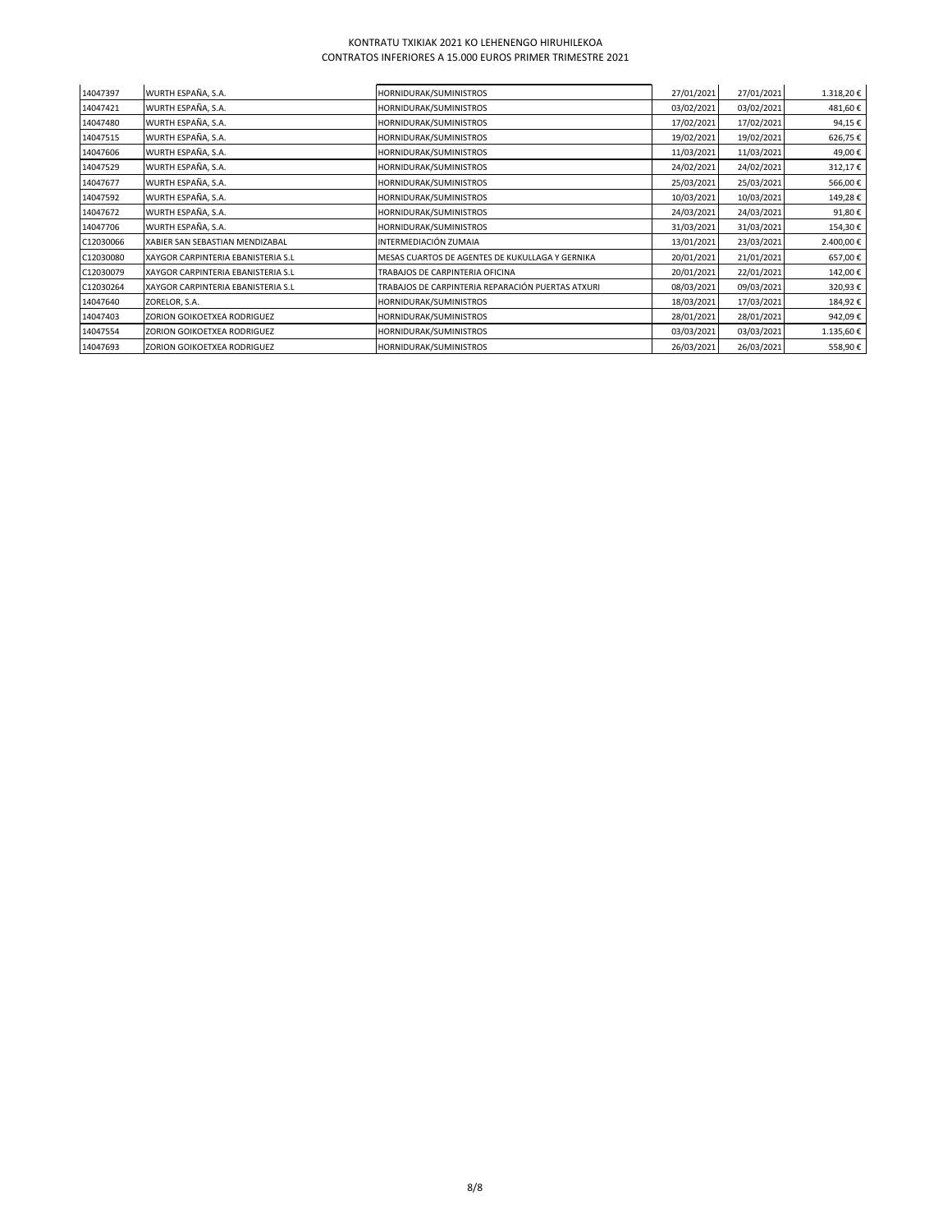KONTRATU TXIKIAK 2021 KO LEHENENGO HIRUHILEKOA
CONTRATOS INFERIORES A 15.000 EUROS PRIMER TRIMESTRE 2021

| | | | | | |
|---|---|---|---|---|---|
| 14047397 | WURTH ESPAÑA, S.A. | HORNIDURAK/SUMINISTROS | 27/01/2021 | 27/01/2021 | 1.318,20 € |
| 14047421 | WURTH ESPAÑA, S.A. | HORNIDURAK/SUMINISTROS | 03/02/2021 | 03/02/2021 | 481,60 € |
| 14047480 | WURTH ESPAÑA, S.A. | HORNIDURAK/SUMINISTROS | 17/02/2021 | 17/02/2021 | 94,15 € |
| 14047515 | WURTH ESPAÑA, S.A. | HORNIDURAK/SUMINISTROS | 19/02/2021 | 19/02/2021 | 626,75 € |
| 14047606 | WURTH ESPAÑA, S.A. | HORNIDURAK/SUMINISTROS | 11/03/2021 | 11/03/2021 | 49,00 € |
| 14047529 | WURTH ESPAÑA, S.A. | HORNIDURAK/SUMINISTROS | 24/02/2021 | 24/02/2021 | 312,17 € |
| 14047677 | WURTH ESPAÑA, S.A. | HORNIDURAK/SUMINISTROS | 25/03/2021 | 25/03/2021 | 566,00 € |
| 14047592 | WURTH ESPAÑA, S.A. | HORNIDURAK/SUMINISTROS | 10/03/2021 | 10/03/2021 | 149,28 € |
| 14047672 | WURTH ESPAÑA, S.A. | HORNIDURAK/SUMINISTROS | 24/03/2021 | 24/03/2021 | 91,80 € |
| 14047706 | WURTH ESPAÑA, S.A. | HORNIDURAK/SUMINISTROS | 31/03/2021 | 31/03/2021 | 154,30 € |
| C12030066 | XABIER SAN SEBASTIAN MENDIZABAL | INTERMEDIACIÓN ZUMAIA | 13/01/2021 | 23/03/2021 | 2.400,00 € |
| C12030080 | XAYGOR CARPINTERIA EBANISTERIA S.L | MESAS CUARTOS DE AGENTES DE KUKULLAGA Y GERNIKA | 20/01/2021 | 21/01/2021 | 657,00 € |
| C12030079 | XAYGOR CARPINTERIA EBANISTERIA S.L | TRABAJOS DE CARPINTERIA OFICINA | 20/01/2021 | 22/01/2021 | 142,00 € |
| C12030264 | XAYGOR CARPINTERIA EBANISTERIA S.L | TRABAJOS DE CARPINTERIA REPARACIÓN PUERTAS ATXURI | 08/03/2021 | 09/03/2021 | 320,93 € |
| 14047640 | ZORELOR, S.A. | HORNIDURAK/SUMINISTROS | 18/03/2021 | 17/03/2021 | 184,92 € |
| 14047403 | ZORION GOIKOETXEA RODRIGUEZ | HORNIDURAK/SUMINISTROS | 28/01/2021 | 28/01/2021 | 942,09 € |
| 14047554 | ZORION GOIKOETXEA RODRIGUEZ | HORNIDURAK/SUMINISTROS | 03/03/2021 | 03/03/2021 | 1.135,60 € |
| 14047693 | ZORION GOIKOETXEA RODRIGUEZ | HORNIDURAK/SUMINISTROS | 26/03/2021 | 26/03/2021 | 558,90 € |